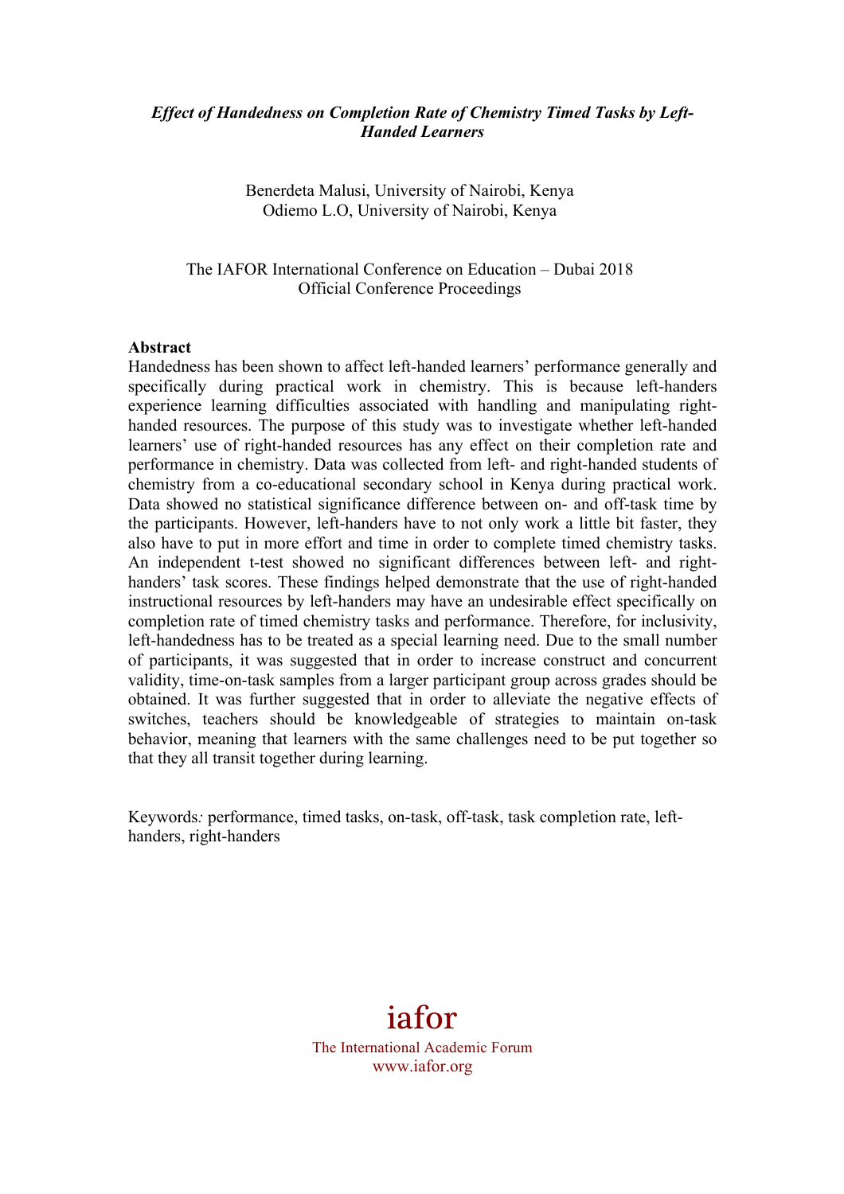*Effect of Handedness on Completion Rate of Chemistry Timed Tasks by Left-Handed Learners*

Benerdeta Malusi, University of Nairobi, Kenya
Odiemo L.O, University of Nairobi, Kenya

The IAFOR International Conference on Education – Dubai 2018
Official Conference Proceedings

**Abstract**

Handedness has been shown to affect left-handed learners' performance generally and specifically during practical work in chemistry. This is because left-handers experience learning difficulties associated with handling and manipulating right-handed resources. The purpose of this study was to investigate whether left-handed learners' use of right-handed resources has any effect on their completion rate and performance in chemistry. Data was collected from left- and right-handed students of chemistry from a co-educational secondary school in Kenya during practical work. Data showed no statistical significance difference between on- and off-task time by the participants. However, left-handers have to not only work a little bit faster, they also have to put in more effort and time in order to complete timed chemistry tasks. An independent t-test showed no significant differences between left- and right-handers' task scores. These findings helped demonstrate that the use of right-handed instructional resources by left-handers may have an undesirable effect specifically on completion rate of timed chemistry tasks and performance. Therefore, for inclusivity, left-handedness has to be treated as a special learning need. Due to the small number of participants, it was suggested that in order to increase construct and concurrent validity, time-on-task samples from a larger participant group across grades should be obtained. It was further suggested that in order to alleviate the negative effects of switches, teachers should be knowledgeable of strategies to maintain on-task behavior, meaning that learners with the same challenges need to be put together so that they all transit together during learning.

Keywords*:* performance, timed tasks, on-task, off-task, task completion rate, left-handers, right-handers

iafor
The International Academic Forum
www.iafor.org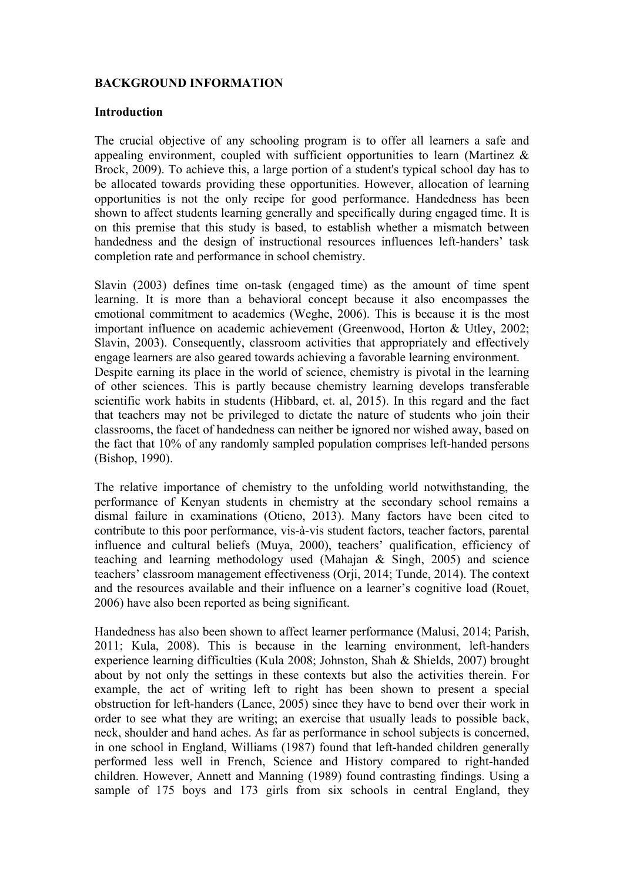**BACKGROUND INFORMATION**

**Introduction**

The crucial objective of any schooling program is to offer all learners a safe and appealing environment, coupled with sufficient opportunities to learn (Martinez & Brock, 2009). To achieve this, a large portion of a student's typical school day has to be allocated towards providing these opportunities. However, allocation of learning opportunities is not the only recipe for good performance. Handedness has been shown to affect students learning generally and specifically during engaged time. It is on this premise that this study is based, to establish whether a mismatch between handedness and the design of instructional resources influences left-handers' task completion rate and performance in school chemistry.

Slavin (2003) defines time on-task (engaged time) as the amount of time spent learning. It is more than a behavioral concept because it also encompasses the emotional commitment to academics (Weghe, 2006). This is because it is the most important influence on academic achievement (Greenwood, Horton & Utley, 2002; Slavin, 2003). Consequently, classroom activities that appropriately and effectively engage learners are also geared towards achieving a favorable learning environment.
Despite earning its place in the world of science, chemistry is pivotal in the learning of other sciences. This is partly because chemistry learning develops transferable scientific work habits in students (Hibbard, et. al, 2015). In this regard and the fact that teachers may not be privileged to dictate the nature of students who join their classrooms, the facet of handedness can neither be ignored nor wished away, based on the fact that 10% of any randomly sampled population comprises left-handed persons (Bishop, 1990).

The relative importance of chemistry to the unfolding world notwithstanding, the performance of Kenyan students in chemistry at the secondary school remains a dismal failure in examinations (Otieno, 2013). Many factors have been cited to contribute to this poor performance, vis-à-vis student factors, teacher factors, parental influence and cultural beliefs (Muya, 2000), teachers' qualification, efficiency of teaching and learning methodology used (Mahajan & Singh, 2005) and science teachers' classroom management effectiveness (Orji, 2014; Tunde, 2014). The context and the resources available and their influence on a learner's cognitive load (Rouet, 2006) have also been reported as being significant.

Handedness has also been shown to affect learner performance (Malusi, 2014; Parish, 2011; Kula, 2008). This is because in the learning environment, left-handers experience learning difficulties (Kula 2008; Johnston, Shah & Shields, 2007) brought about by not only the settings in these contexts but also the activities therein. For example, the act of writing left to right has been shown to present a special obstruction for left-handers (Lance, 2005) since they have to bend over their work in order to see what they are writing; an exercise that usually leads to possible back, neck, shoulder and hand aches. As far as performance in school subjects is concerned, in one school in England, Williams (1987) found that left-handed children generally performed less well in French, Science and History compared to right-handed children. However, Annett and Manning (1989) found contrasting findings. Using a sample of 175 boys and 173 girls from six schools in central England, they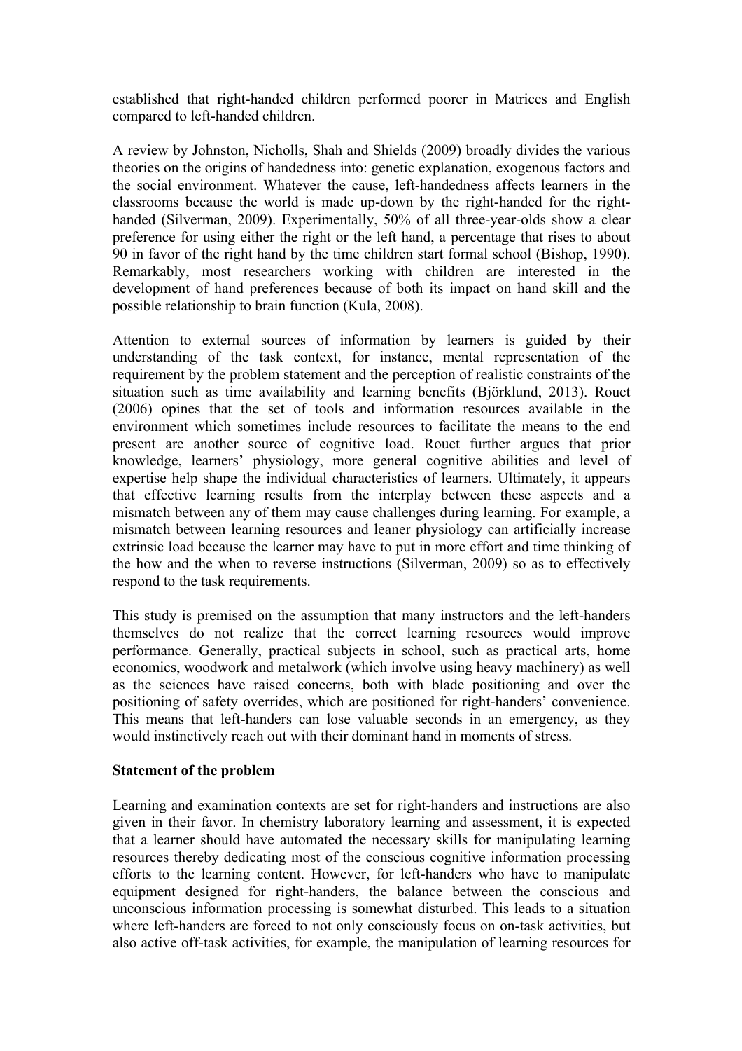established that right-handed children performed poorer in Matrices and English compared to left-handed children.

A review by Johnston, Nicholls, Shah and Shields (2009) broadly divides the various theories on the origins of handedness into: genetic explanation, exogenous factors and the social environment. Whatever the cause, left-handedness affects learners in the classrooms because the world is made up-down by the right-handed for the right-handed (Silverman, 2009). Experimentally, 50% of all three-year-olds show a clear preference for using either the right or the left hand, a percentage that rises to about 90 in favor of the right hand by the time children start formal school (Bishop, 1990). Remarkably, most researchers working with children are interested in the development of hand preferences because of both its impact on hand skill and the possible relationship to brain function (Kula, 2008).

Attention to external sources of information by learners is guided by their understanding of the task context, for instance, mental representation of the requirement by the problem statement and the perception of realistic constraints of the situation such as time availability and learning benefits (Björklund, 2013). Rouet (2006) opines that the set of tools and information resources available in the environment which sometimes include resources to facilitate the means to the end present are another source of cognitive load. Rouet further argues that prior knowledge, learners' physiology, more general cognitive abilities and level of expertise help shape the individual characteristics of learners. Ultimately, it appears that effective learning results from the interplay between these aspects and a mismatch between any of them may cause challenges during learning. For example, a mismatch between learning resources and leaner physiology can artificially increase extrinsic load because the learner may have to put in more effort and time thinking of the how and the when to reverse instructions (Silverman, 2009) so as to effectively respond to the task requirements.

This study is premised on the assumption that many instructors and the left-handers themselves do not realize that the correct learning resources would improve performance. Generally, practical subjects in school, such as practical arts, home economics, woodwork and metalwork (which involve using heavy machinery) as well as the sciences have raised concerns, both with blade positioning and over the positioning of safety overrides, which are positioned for right-handers' convenience. This means that left-handers can lose valuable seconds in an emergency, as they would instinctively reach out with their dominant hand in moments of stress.

**Statement of the problem**

Learning and examination contexts are set for right-handers and instructions are also given in their favor. In chemistry laboratory learning and assessment, it is expected that a learner should have automated the necessary skills for manipulating learning resources thereby dedicating most of the conscious cognitive information processing efforts to the learning content. However, for left-handers who have to manipulate equipment designed for right-handers, the balance between the conscious and unconscious information processing is somewhat disturbed. This leads to a situation where left-handers are forced to not only consciously focus on on-task activities, but also active off-task activities, for example, the manipulation of learning resources for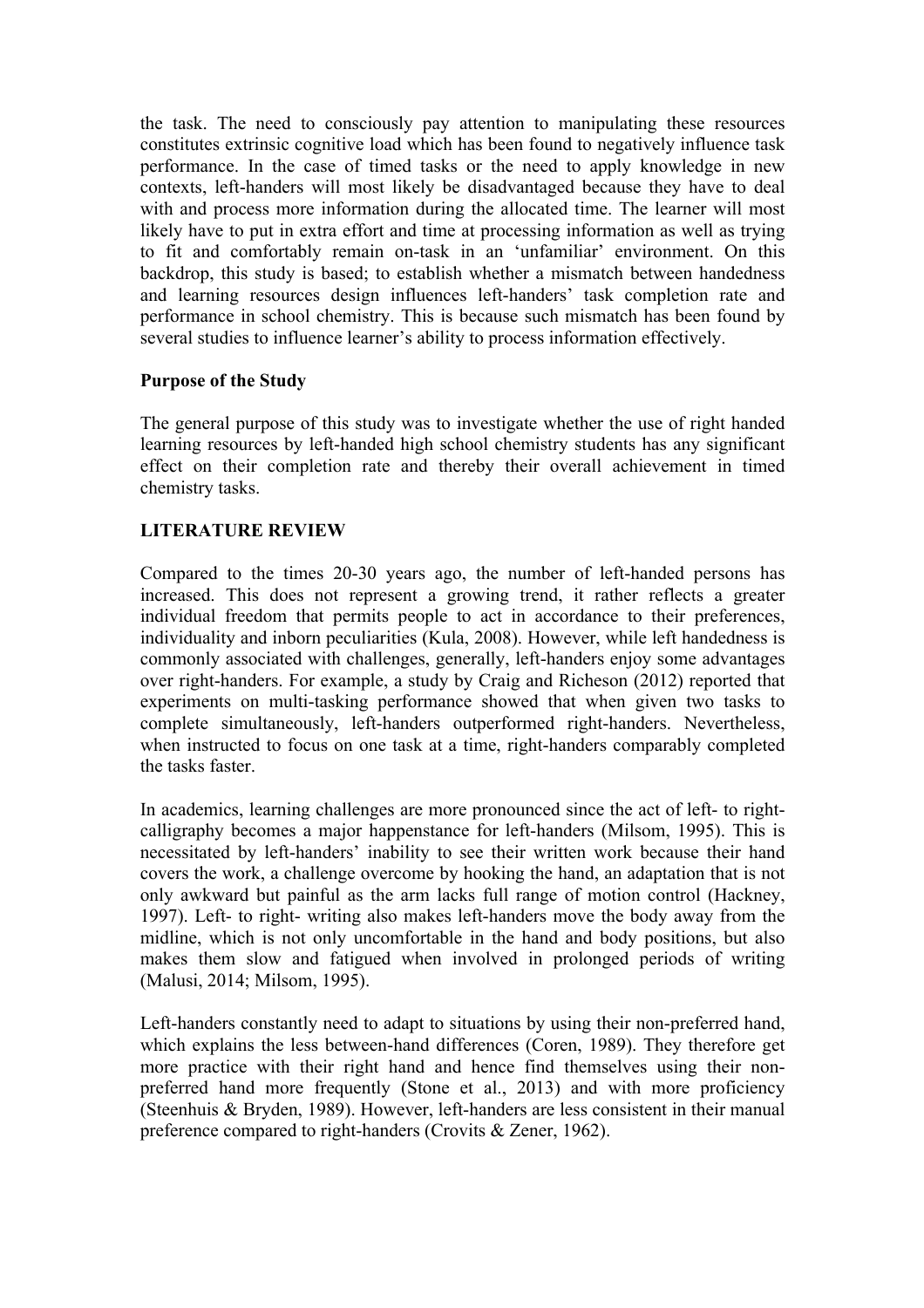the task. The need to consciously pay attention to manipulating these resources constitutes extrinsic cognitive load which has been found to negatively influence task performance. In the case of timed tasks or the need to apply knowledge in new contexts, left-handers will most likely be disadvantaged because they have to deal with and process more information during the allocated time. The learner will most likely have to put in extra effort and time at processing information as well as trying to fit and comfortably remain on-task in an 'unfamiliar' environment. On this backdrop, this study is based; to establish whether a mismatch between handedness and learning resources design influences left-handers' task completion rate and performance in school chemistry. This is because such mismatch has been found by several studies to influence learner's ability to process information effectively.

### Purpose of the Study

The general purpose of this study was to investigate whether the use of right handed learning resources by left-handed high school chemistry students has any significant effect on their completion rate and thereby their overall achievement in timed chemistry tasks.

## LITERATURE REVIEW

Compared to the times 20-30 years ago, the number of left-handed persons has increased. This does not represent a growing trend, it rather reflects a greater individual freedom that permits people to act in accordance to their preferences, individuality and inborn peculiarities (Kula, 2008). However, while left handedness is commonly associated with challenges, generally, left-handers enjoy some advantages over right-handers. For example, a study by Craig and Richeson (2012) reported that experiments on multi-tasking performance showed that when given two tasks to complete simultaneously, left-handers outperformed right-handers. Nevertheless, when instructed to focus on one task at a time, right-handers comparably completed the tasks faster.

In academics, learning challenges are more pronounced since the act of left- to right-calligraphy becomes a major happenstance for left-handers (Milsom, 1995). This is necessitated by left-handers' inability to see their written work because their hand covers the work, a challenge overcome by hooking the hand, an adaptation that is not only awkward but painful as the arm lacks full range of motion control (Hackney, 1997). Left- to right- writing also makes left-handers move the body away from the midline, which is not only uncomfortable in the hand and body positions, but also makes them slow and fatigued when involved in prolonged periods of writing (Malusi, 2014; Milsom, 1995).

Left-handers constantly need to adapt to situations by using their non-preferred hand, which explains the less between-hand differences (Coren, 1989). They therefore get more practice with their right hand and hence find themselves using their non-preferred hand more frequently (Stone et al., 2013) and with more proficiency (Steenhuis & Bryden, 1989). However, left-handers are less consistent in their manual preference compared to right-handers (Crovits & Zener, 1962).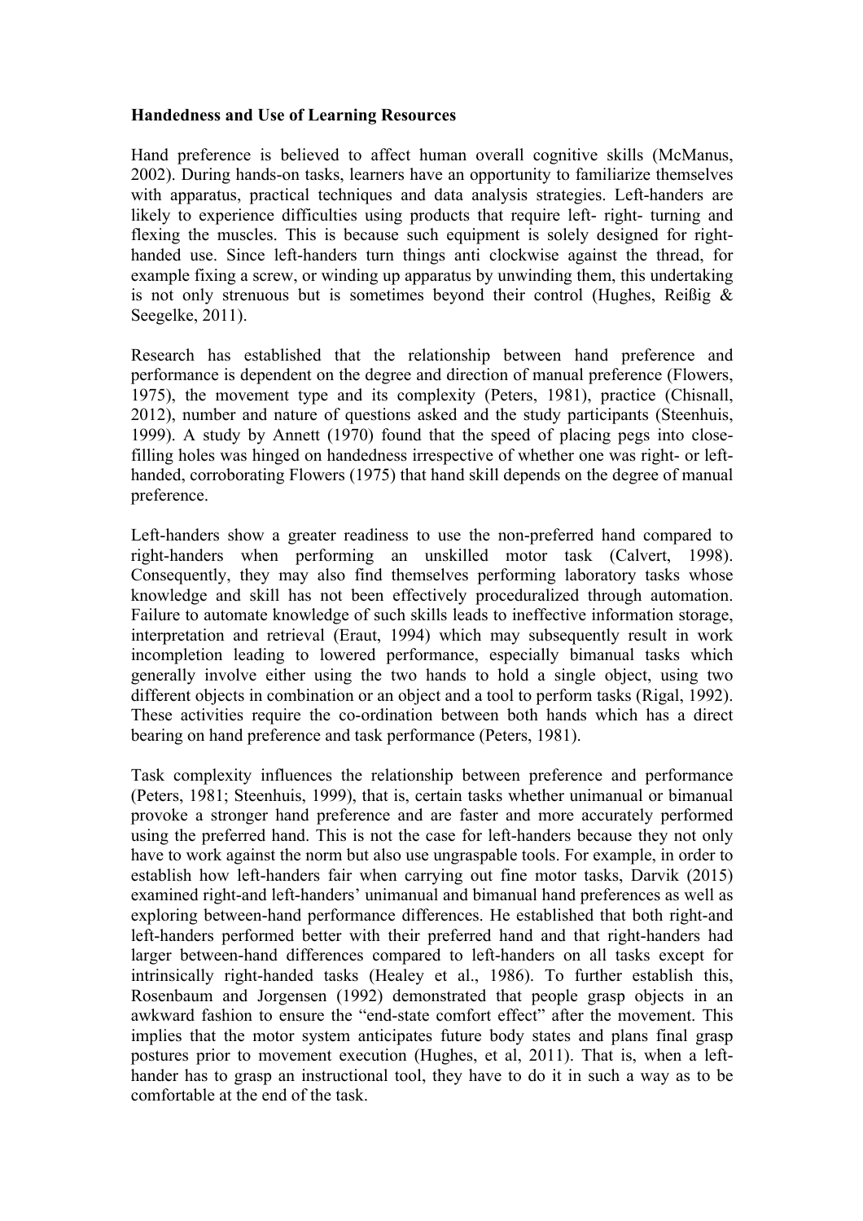**Handedness and Use of Learning Resources**

Hand preference is believed to affect human overall cognitive skills (McManus, 2002). During hands-on tasks, learners have an opportunity to familiarize themselves with apparatus, practical techniques and data analysis strategies. Left-handers are likely to experience difficulties using products that require left- right- turning and flexing the muscles. This is because such equipment is solely designed for right-handed use. Since left-handers turn things anti clockwise against the thread, for example fixing a screw, or winding up apparatus by unwinding them, this undertaking is not only strenuous but is sometimes beyond their control (Hughes, Reißig & Seegelke, 2011).

Research has established that the relationship between hand preference and performance is dependent on the degree and direction of manual preference (Flowers, 1975), the movement type and its complexity (Peters, 1981), practice (Chisnall, 2012), number and nature of questions asked and the study participants (Steenhuis, 1999). A study by Annett (1970) found that the speed of placing pegs into close-filling holes was hinged on handedness irrespective of whether one was right- or left-handed, corroborating Flowers (1975) that hand skill depends on the degree of manual preference.

Left-handers show a greater readiness to use the non-preferred hand compared to right-handers when performing an unskilled motor task (Calvert, 1998). Consequently, they may also find themselves performing laboratory tasks whose knowledge and skill has not been effectively proceduralized through automation. Failure to automate knowledge of such skills leads to ineffective information storage, interpretation and retrieval (Eraut, 1994) which may subsequently result in work incompletion leading to lowered performance, especially bimanual tasks which generally involve either using the two hands to hold a single object, using two different objects in combination or an object and a tool to perform tasks (Rigal, 1992). These activities require the co-ordination between both hands which has a direct bearing on hand preference and task performance (Peters, 1981).

Task complexity influences the relationship between preference and performance (Peters, 1981; Steenhuis, 1999), that is, certain tasks whether unimanual or bimanual provoke a stronger hand preference and are faster and more accurately performed using the preferred hand. This is not the case for left-handers because they not only have to work against the norm but also use ungraspable tools. For example, in order to establish how left-handers fair when carrying out fine motor tasks, Darvik (2015) examined right-and left-handers' unimanual and bimanual hand preferences as well as exploring between-hand performance differences. He established that both right-and left-handers performed better with their preferred hand and that right-handers had larger between-hand differences compared to left-handers on all tasks except for intrinsically right-handed tasks (Healey et al., 1986). To further establish this, Rosenbaum and Jorgensen (1992) demonstrated that people grasp objects in an awkward fashion to ensure the "end-state comfort effect" after the movement. This implies that the motor system anticipates future body states and plans final grasp postures prior to movement execution (Hughes, et al, 2011). That is, when a left-hander has to grasp an instructional tool, they have to do it in such a way as to be comfortable at the end of the task.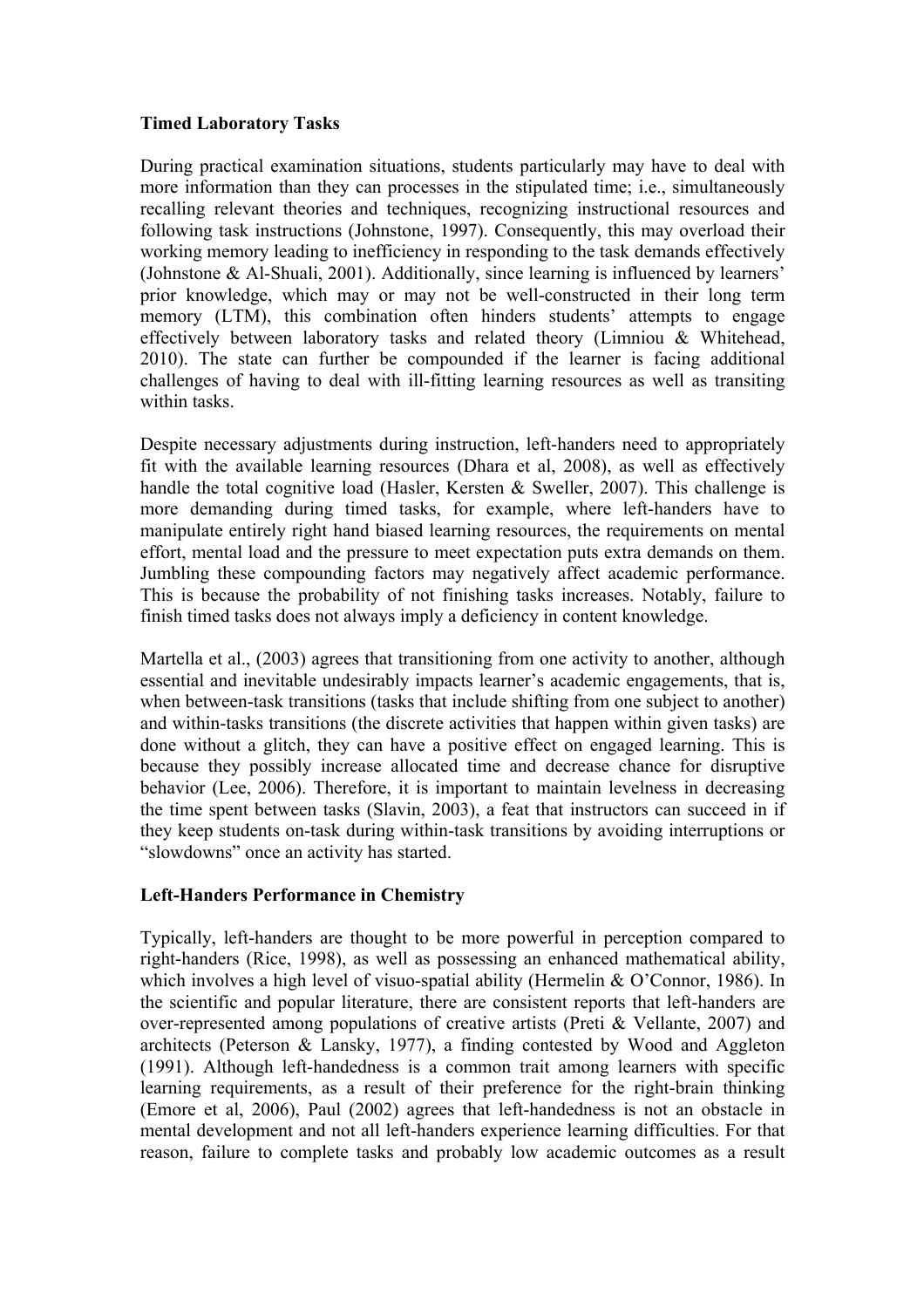**Timed Laboratory Tasks**

During practical examination situations, students particularly may have to deal with more information than they can processes in the stipulated time; i.e., simultaneously recalling relevant theories and techniques, recognizing instructional resources and following task instructions (Johnstone, 1997). Consequently, this may overload their working memory leading to inefficiency in responding to the task demands effectively (Johnstone & Al-Shuali, 2001). Additionally, since learning is influenced by learners' prior knowledge, which may or may not be well-constructed in their long term memory (LTM), this combination often hinders students' attempts to engage effectively between laboratory tasks and related theory (Limniou & Whitehead, 2010). The state can further be compounded if the learner is facing additional challenges of having to deal with ill-fitting learning resources as well as transiting within tasks.

Despite necessary adjustments during instruction, left-handers need to appropriately fit with the available learning resources (Dhara et al, 2008), as well as effectively handle the total cognitive load (Hasler, Kersten & Sweller, 2007). This challenge is more demanding during timed tasks, for example, where left-handers have to manipulate entirely right hand biased learning resources, the requirements on mental effort, mental load and the pressure to meet expectation puts extra demands on them. Jumbling these compounding factors may negatively affect academic performance. This is because the probability of not finishing tasks increases. Notably, failure to finish timed tasks does not always imply a deficiency in content knowledge.

Martella et al., (2003) agrees that transitioning from one activity to another, although essential and inevitable undesirably impacts learner's academic engagements, that is, when between-task transitions (tasks that include shifting from one subject to another) and within-tasks transitions (the discrete activities that happen within given tasks) are done without a glitch, they can have a positive effect on engaged learning. This is because they possibly increase allocated time and decrease chance for disruptive behavior (Lee, 2006). Therefore, it is important to maintain levelness in decreasing the time spent between tasks (Slavin, 2003), a feat that instructors can succeed in if they keep students on-task during within-task transitions by avoiding interruptions or "slowdowns" once an activity has started.

**Left-Handers Performance in Chemistry**

Typically, left-handers are thought to be more powerful in perception compared to right-handers (Rice, 1998), as well as possessing an enhanced mathematical ability, which involves a high level of visuo-spatial ability (Hermelin & O'Connor, 1986). In the scientific and popular literature, there are consistent reports that left-handers are over-represented among populations of creative artists (Preti & Vellante, 2007) and architects (Peterson & Lansky, 1977), a finding contested by Wood and Aggleton (1991). Although left-handedness is a common trait among learners with specific learning requirements, as a result of their preference for the right-brain thinking (Emore et al, 2006), Paul (2002) agrees that left-handedness is not an obstacle in mental development and not all left-handers experience learning difficulties. For that reason, failure to complete tasks and probably low academic outcomes as a result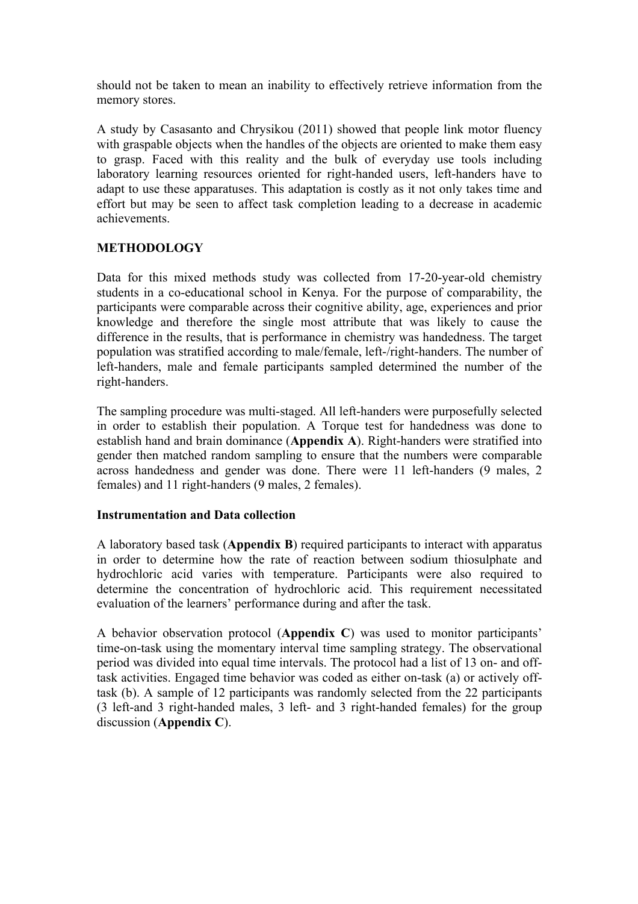should not be taken to mean an inability to effectively retrieve information from the memory stores.

A study by Casasanto and Chrysikou (2011) showed that people link motor fluency with graspable objects when the handles of the objects are oriented to make them easy to grasp. Faced with this reality and the bulk of everyday use tools including laboratory learning resources oriented for right-handed users, left-handers have to adapt to use these apparatuses. This adaptation is costly as it not only takes time and effort but may be seen to affect task completion leading to a decrease in academic achievements.

## METHODOLOGY

Data for this mixed methods study was collected from 17-20-year-old chemistry students in a co-educational school in Kenya. For the purpose of comparability, the participants were comparable across their cognitive ability, age, experiences and prior knowledge and therefore the single most attribute that was likely to cause the difference in the results, that is performance in chemistry was handedness. The target population was stratified according to male/female, left-/right-handers. The number of left-handers, male and female participants sampled determined the number of the right-handers.

The sampling procedure was multi-staged. All left-handers were purposefully selected in order to establish their population. A Torque test for handedness was done to establish hand and brain dominance (**Appendix A**). Right-handers were stratified into gender then matched random sampling to ensure that the numbers were comparable across handedness and gender was done. There were 11 left-handers (9 males, 2 females) and 11 right-handers (9 males, 2 females).

### Instrumentation and Data collection

A laboratory based task (**Appendix B**) required participants to interact with apparatus in order to determine how the rate of reaction between sodium thiosulphate and hydrochloric acid varies with temperature. Participants were also required to determine the concentration of hydrochloric acid. This requirement necessitated evaluation of the learners' performance during and after the task.

A behavior observation protocol (**Appendix C**) was used to monitor participants' time-on-task using the momentary interval time sampling strategy. The observational period was divided into equal time intervals. The protocol had a list of 13 on- and off-task activities. Engaged time behavior was coded as either on-task (a) or actively off-task (b). A sample of 12 participants was randomly selected from the 22 participants (3 left-and 3 right-handed males, 3 left- and 3 right-handed females) for the group discussion (**Appendix C**).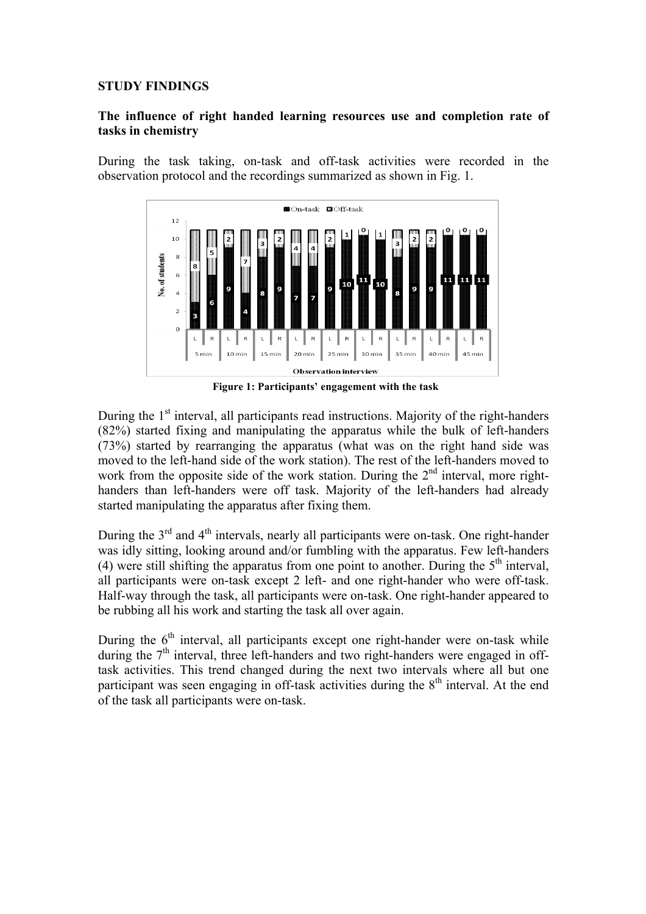**STUDY FINDINGS**

**The influence of right handed learning resources use and completion rate of tasks in chemistry**

During the task taking, on-task and off-task activities were recorded in the observation protocol and the recordings summarized as shown in Fig. 1.

**Figure 1: Participants' engagement with the task**

During the 1st interval, all participants read instructions. Majority of the right-handers (82%) started fixing and manipulating the apparatus while the bulk of left-handers (73%) started by rearranging the apparatus (what was on the right hand side was moved to the left-hand side of the work station). The rest of the left-handers moved to work from the opposite side of the work station. During the 2nd interval, more right-handers than left-handers were off task. Majority of the left-handers had already started manipulating the apparatus after fixing them.

During the 3rd and 4th intervals, nearly all participants were on-task. One right-hander was idly sitting, looking around and/or fumbling with the apparatus. Few left-handers (4) were still shifting the apparatus from one point to another. During the 5th interval, all participants were on-task except 2 left- and one right-hander who were off-task. Half-way through the task, all participants were on-task. One right-hander appeared to be rubbing all his work and starting the task all over again.

During the 6th interval, all participants except one right-hander were on-task while during the 7th interval, three left-handers and two right-handers were engaged in off-task activities. This trend changed during the next two intervals where all but one participant was seen engaging in off-task activities during the 8th interval. At the end of the task all participants were on-task.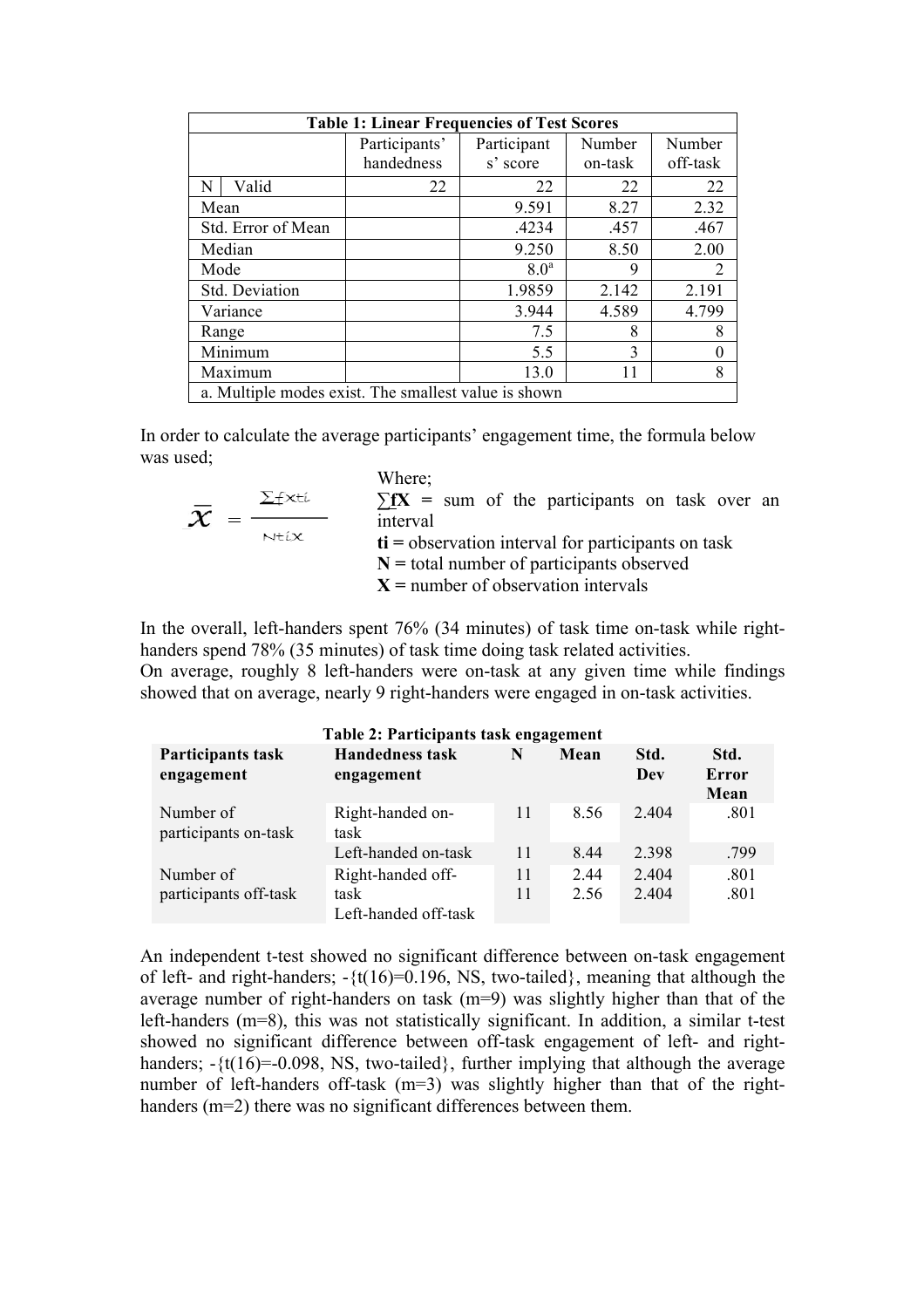| Table 1: Linear Frequencies of Test Scores | | | | | |
|---|---|---|---|---|---|
| | | Participants' handedness | Participant s' score | Number on-task | Number off-task |
| N | Valid | 22 | 22 | 22 | 22 |
| Mean | | | 9.591 | 8.27 | 2.32 |
| Std. Error of Mean | | | .4234 | .457 | .467 |
| Median | | | 9.250 | 8.50 | 2.00 |
| Mode | | | 8.0[a] | 9 | 2 |
| Std. Deviation | | | 1.9859 | 2.142 | 2.191 |
| Variance | | | 3.944 | 4.589 | 4.799 |
| Range | | | 7.5 | 8 | 8 |
| Minimum | | | 5.5 | 3 | 0 |
| Maximum | | | 13.0 | 11 | 8 |
| a. Multiple modes exist. The smallest value is shown | | | | | |

In order to calculate the average participants' engagement time, the formula below was used;

$$\bar{x} = \frac{\sum f x t i}{N t i x}$$

Where;

$\sum$**fX** = sum of the participants on task over an interval

**ti** = observation interval for participants on task

**N** = total number of participants observed

**X** = number of observation intervals

In the overall, left-handers spent 76% (34 minutes) of task time on-task while right-handers spend 78% (35 minutes) of task time doing task related activities.
On average, roughly 8 left-handers were on-task at any given time while findings showed that on average, nearly 9 right-handers were engaged in on-task activities.

**Table 2: Participants task engagement**

| Participants task engagement | Handedness task engagement | N | Mean | Std. Dev | Std. Error Mean |
|---|---|---|---|---|---|
| Number of participants on-task | Right-handed on-task | 11 | 8.56 | 2.404 | .801 |
| | Left-handed on-task | 11 | 8.44 | 2.398 | .799 |
| Number of participants off-task | Right-handed off-task | 11 | 2.44 | 2.404 | .801 |
| | Left-handed off-task | 11 | 2.56 | 2.404 | .801 |

An independent t-test showed no significant difference between on-task engagement of left- and right-handers; -{$t(16)=0.196$, NS, two-tailed}, meaning that although the average number of right-handers on task (m=9) was slightly higher than that of the left-handers (m=8), this was not statistically significant. In addition, a similar t-test showed no significant difference between off-task engagement of left- and right-handers; -{$t(16)=-0.098$, NS, two-tailed}, further implying that although the average number of left-handers off-task (m=3) was slightly higher than that of the right-handers (m=2) there was no significant differences between them.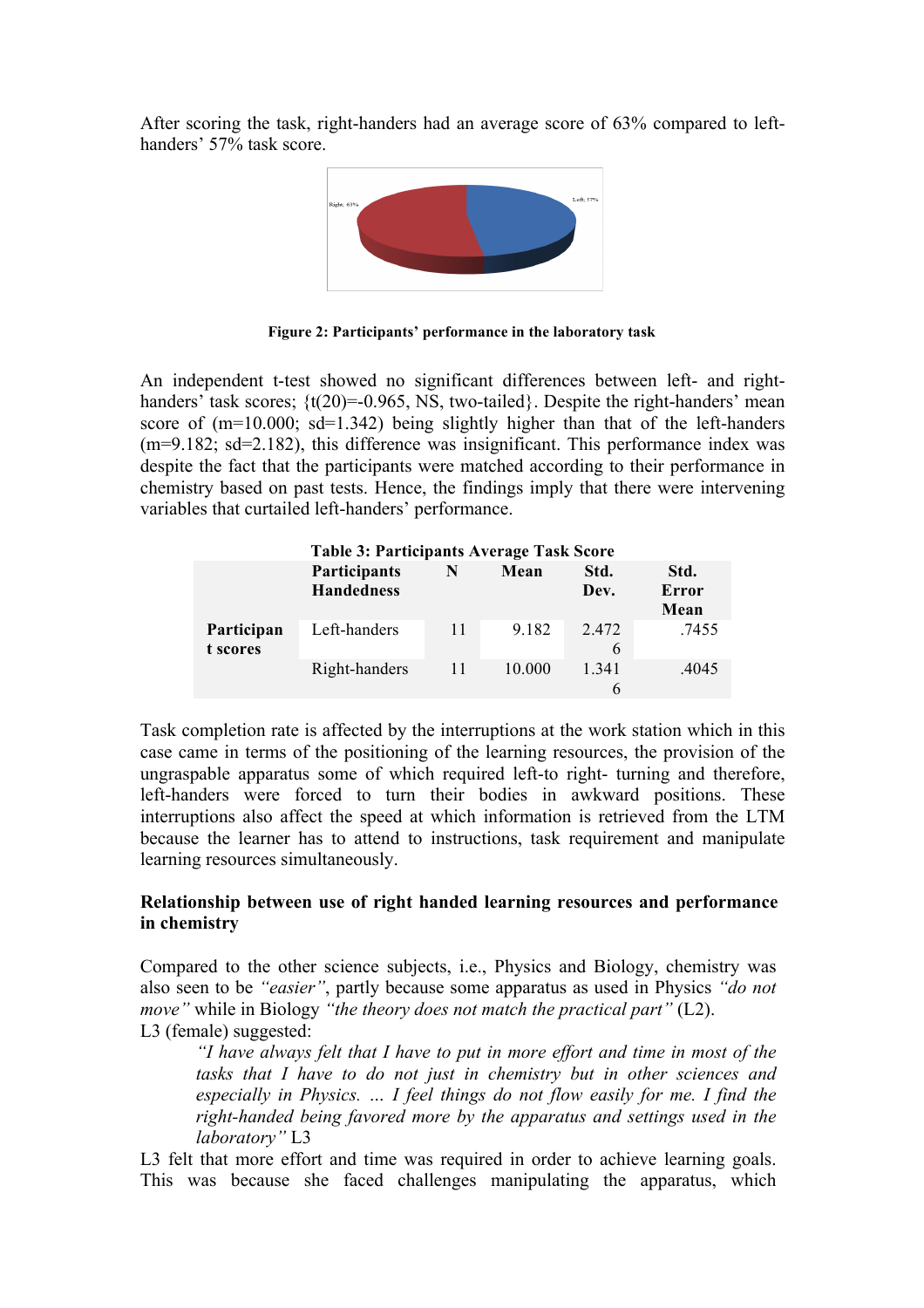After scoring the task, right-handers had an average score of 63% compared to left-handers' 57% task score.

**Figure 2: Participants' performance in the laboratory task**

An independent t-test showed no significant differences between left- and right-handers' task scores; {t(20)=-0.965, NS, two-tailed}. Despite the right-handers' mean score of (m=10.000; sd=1.342) being slightly higher than that of the left-handers (m=9.182; sd=2.182), this difference was insignificant. This performance index was despite the fact that the participants were matched according to their performance in chemistry based on past tests. Hence, the findings imply that there were intervening variables that curtailed left-handers' performance.

**Table 3: Participants Average Task Score**

| | Participants Handedness | N | Mean | Std. Dev. | Std. Error Mean |
|---|---|---|---|---|---|
| Participant scores | Left-handers | 11 | 9.182 | 2.4726 | .7455 |
| | Right-handers | 11 | 10.000 | 1.3416 | .4045 |

Task completion rate is affected by the interruptions at the work station which in this case came in terms of the positioning of the learning resources, the provision of the ungraspable apparatus some of which required left-to right- turning and therefore, left-handers were forced to turn their bodies in awkward positions. These interruptions also affect the speed at which information is retrieved from the LTM because the learner has to attend to instructions, task requirement and manipulate learning resources simultaneously.

**Relationship between use of right handed learning resources and performance in chemistry**

Compared to the other science subjects, i.e., Physics and Biology, chemistry was also seen to be *"easier"*, partly because some apparatus as used in Physics *"do not move"* while in Biology *"the theory does not match the practical part"* (L2).

L3 (female) suggested:

> *"I have always felt that I have to put in more effort and time in most of the tasks that I have to do not just in chemistry but in other sciences and especially in Physics. … I feel things do not flow easily for me. I find the right-handed being favored more by the apparatus and settings used in the laboratory"* L3

L3 felt that more effort and time was required in order to achieve learning goals. This was because she faced challenges manipulating the apparatus, which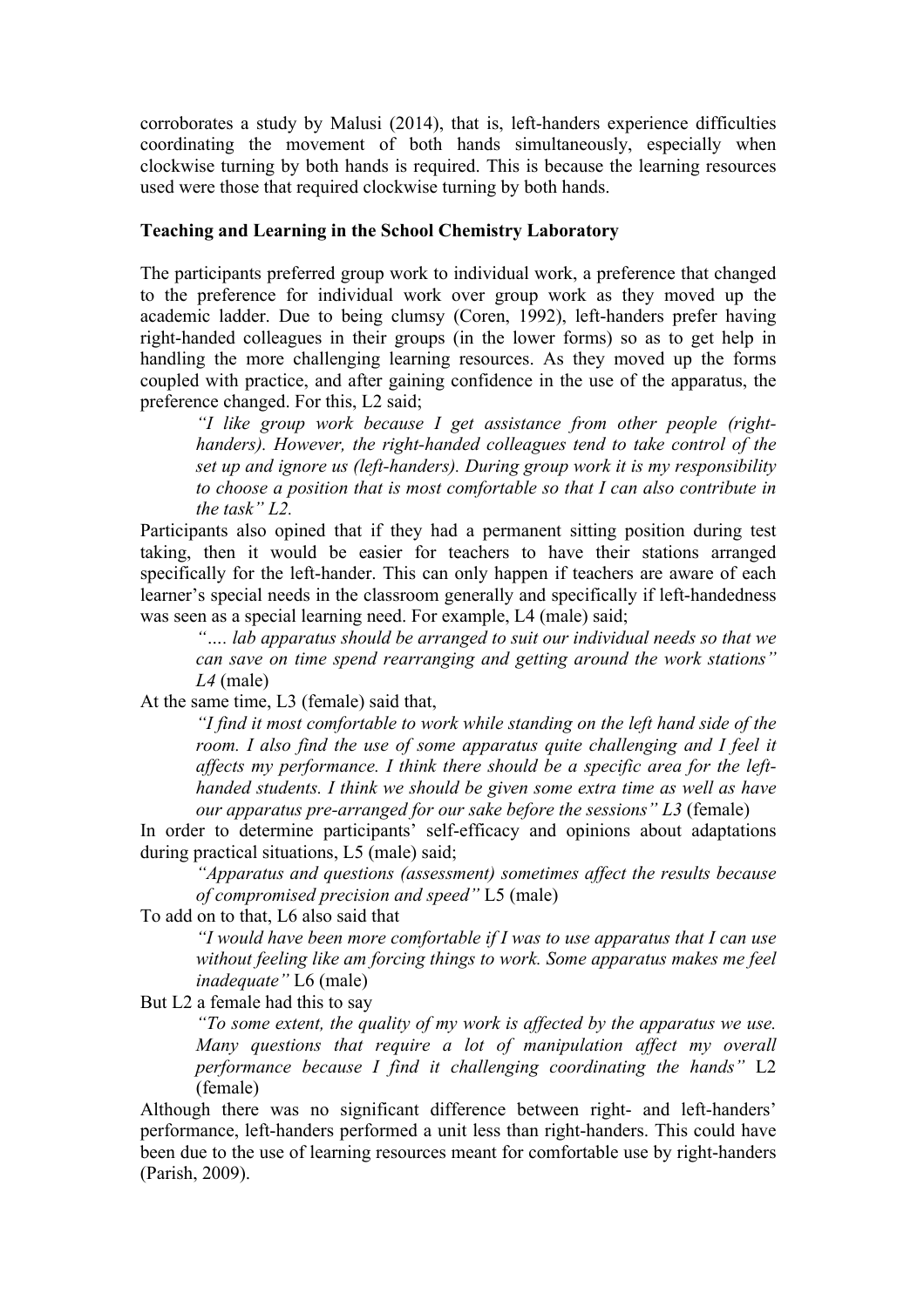corroborates a study by Malusi (2014), that is, left-handers experience difficulties coordinating the movement of both hands simultaneously, especially when clockwise turning by both hands is required. This is because the learning resources used were those that required clockwise turning by both hands.

**Teaching and Learning in the School Chemistry Laboratory**

The participants preferred group work to individual work, a preference that changed to the preference for individual work over group work as they moved up the academic ladder. Due to being clumsy (Coren, 1992), left-handers prefer having right-handed colleagues in their groups (in the lower forms) so as to get help in handling the more challenging learning resources. As they moved up the forms coupled with practice, and after gaining confidence in the use of the apparatus, the preference changed. For this, L2 said;

> *"I like group work because I get assistance from other people (right-handers). However, the right-handed colleagues tend to take control of the set up and ignore us (left-handers). During group work it is my responsibility to choose a position that is most comfortable so that I can also contribute in the task" L2.*

Participants also opined that if they had a permanent sitting position during test taking, then it would be easier for teachers to have their stations arranged specifically for the left-hander. This can only happen if teachers are aware of each learner's special needs in the classroom generally and specifically if left-handedness was seen as a special learning need. For example, L4 (male) said;

> *"…. lab apparatus should be arranged to suit our individual needs so that we can save on time spend rearranging and getting around the work stations" L4* (male)

At the same time, L3 (female) said that,

> *"I find it most comfortable to work while standing on the left hand side of the room. I also find the use of some apparatus quite challenging and I feel it affects my performance. I think there should be a specific area for the left-handed students. I think we should be given some extra time as well as have our apparatus pre-arranged for our sake before the sessions" L3* (female)

In order to determine participants' self-efficacy and opinions about adaptations during practical situations, L5 (male) said;

> *"Apparatus and questions (assessment) sometimes affect the results because of compromised precision and speed"* L5 (male)

To add on to that, L6 also said that

> *"I would have been more comfortable if I was to use apparatus that I can use without feeling like am forcing things to work. Some apparatus makes me feel inadequate"* L6 (male)

But L2 a female had this to say

> *"To some extent, the quality of my work is affected by the apparatus we use. Many questions that require a lot of manipulation affect my overall performance because I find it challenging coordinating the hands"* L2 (female)

Although there was no significant difference between right- and left-handers' performance, left-handers performed a unit less than right-handers. This could have been due to the use of learning resources meant for comfortable use by right-handers (Parish, 2009).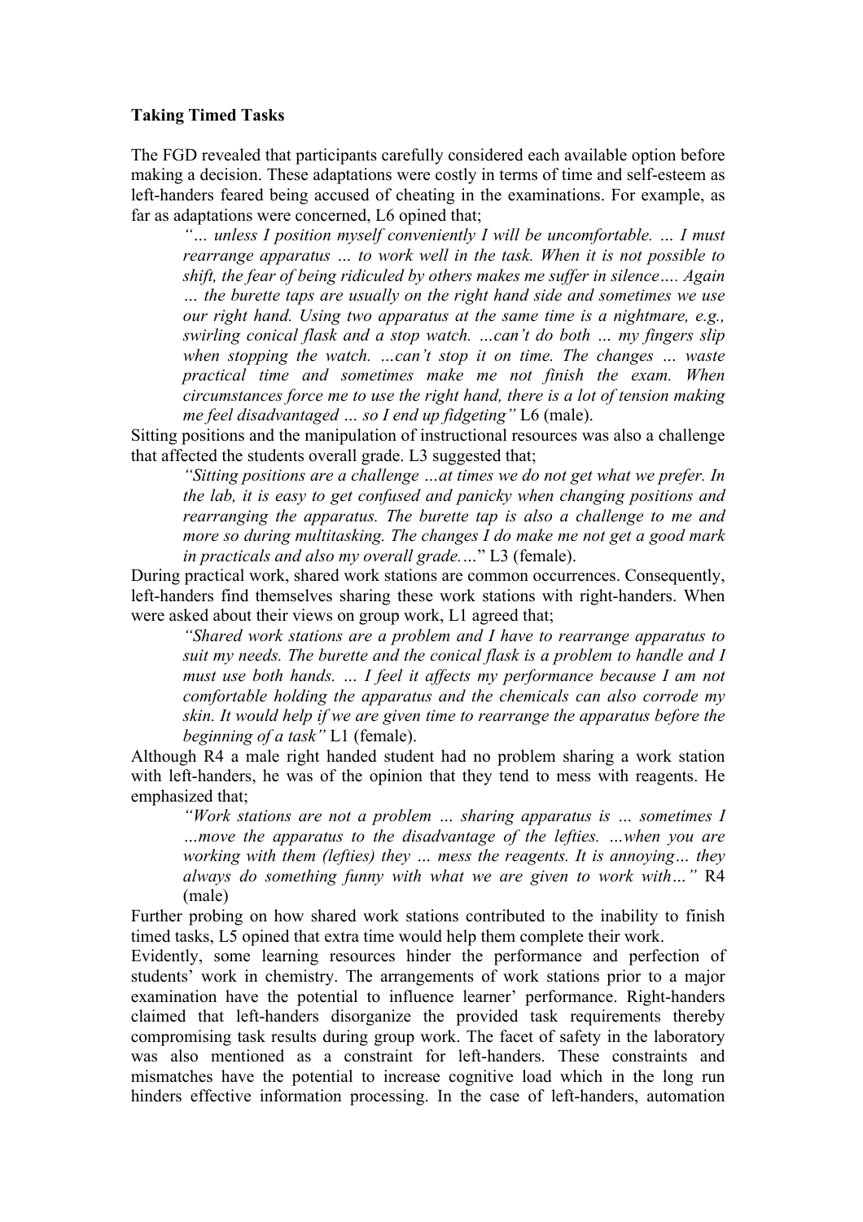**Taking Timed Tasks**

The FGD revealed that participants carefully considered each available option before making a decision. These adaptations were costly in terms of time and self-esteem as left-handers feared being accused of cheating in the examinations. For example, as far as adaptations were concerned, L6 opined that;

> *"… unless I position myself conveniently I will be uncomfortable. … I must rearrange apparatus … to work well in the task. When it is not possible to shift, the fear of being ridiculed by others makes me suffer in silence…. Again … the burette taps are usually on the right hand side and sometimes we use our right hand. Using two apparatus at the same time is a nightmare, e.g., swirling conical flask and a stop watch. …can't do both … my fingers slip when stopping the watch. …can't stop it on time. The changes … waste practical time and sometimes make me not finish the exam. When circumstances force me to use the right hand, there is a lot of tension making me feel disadvantaged … so I end up fidgeting"* L6 (male).

Sitting positions and the manipulation of instructional resources was also a challenge that affected the students overall grade. L3 suggested that;

> *"Sitting positions are a challenge …at times we do not get what we prefer. In the lab, it is easy to get confused and panicky when changing positions and rearranging the apparatus. The burette tap is also a challenge to me and more so during multitasking. The changes I do make me not get a good mark in practicals and also my overall grade.…*" L3 (female).

During practical work, shared work stations are common occurrences. Consequently, left-handers find themselves sharing these work stations with right-handers. When were asked about their views on group work, L1 agreed that;

> *"Shared work stations are a problem and I have to rearrange apparatus to suit my needs. The burette and the conical flask is a problem to handle and I must use both hands. … I feel it affects my performance because I am not comfortable holding the apparatus and the chemicals can also corrode my skin. It would help if we are given time to rearrange the apparatus before the beginning of a task"* L1 (female).

Although R4 a male right handed student had no problem sharing a work station with left-handers, he was of the opinion that they tend to mess with reagents. He emphasized that;

> *"Work stations are not a problem … sharing apparatus is … sometimes I …move the apparatus to the disadvantage of the lefties. …when you are working with them (lefties) they … mess the reagents. It is annoying… they always do something funny with what we are given to work with…"* R4 (male)

Further probing on how shared work stations contributed to the inability to finish timed tasks, L5 opined that extra time would help them complete their work.

Evidently, some learning resources hinder the performance and perfection of students' work in chemistry. The arrangements of work stations prior to a major examination have the potential to influence learner' performance. Right-handers claimed that left-handers disorganize the provided task requirements thereby compromising task results during group work. The facet of safety in the laboratory was also mentioned as a constraint for left-handers. These constraints and mismatches have the potential to increase cognitive load which in the long run hinders effective information processing. In the case of left-handers, automation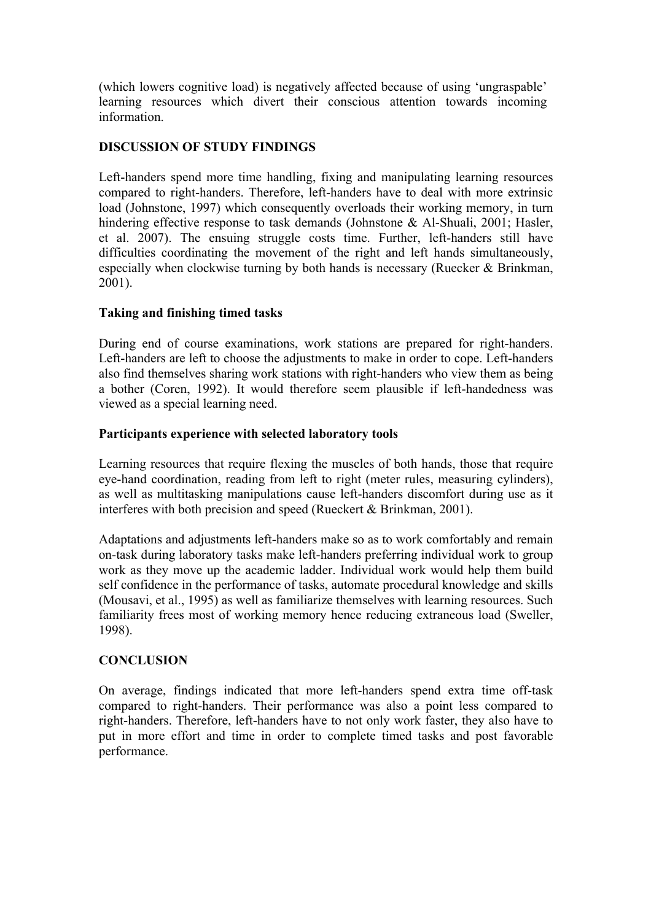(which lowers cognitive load) is negatively affected because of using 'ungraspable' learning resources which divert their conscious attention towards incoming information.

## DISCUSSION OF STUDY FINDINGS

Left-handers spend more time handling, fixing and manipulating learning resources compared to right-handers. Therefore, left-handers have to deal with more extrinsic load (Johnstone, 1997) which consequently overloads their working memory, in turn hindering effective response to task demands (Johnstone & Al-Shuali, 2001; Hasler, et al. 2007). The ensuing struggle costs time. Further, left-handers still have difficulties coordinating the movement of the right and left hands simultaneously, especially when clockwise turning by both hands is necessary (Ruecker & Brinkman, 2001).

### Taking and finishing timed tasks

During end of course examinations, work stations are prepared for right-handers. Left-handers are left to choose the adjustments to make in order to cope. Left-handers also find themselves sharing work stations with right-handers who view them as being a bother (Coren, 1992). It would therefore seem plausible if left-handedness was viewed as a special learning need.

### Participants experience with selected laboratory tools

Learning resources that require flexing the muscles of both hands, those that require eye-hand coordination, reading from left to right (meter rules, measuring cylinders), as well as multitasking manipulations cause left-handers discomfort during use as it interferes with both precision and speed (Rueckert & Brinkman, 2001).

Adaptations and adjustments left-handers make so as to work comfortably and remain on-task during laboratory tasks make left-handers preferring individual work to group work as they move up the academic ladder. Individual work would help them build self confidence in the performance of tasks, automate procedural knowledge and skills (Mousavi, et al., 1995) as well as familiarize themselves with learning resources. Such familiarity frees most of working memory hence reducing extraneous load (Sweller, 1998).

## CONCLUSION

On average, findings indicated that more left-handers spend extra time off-task compared to right-handers. Their performance was also a point less compared to right-handers. Therefore, left-handers have to not only work faster, they also have to put in more effort and time in order to complete timed tasks and post favorable performance.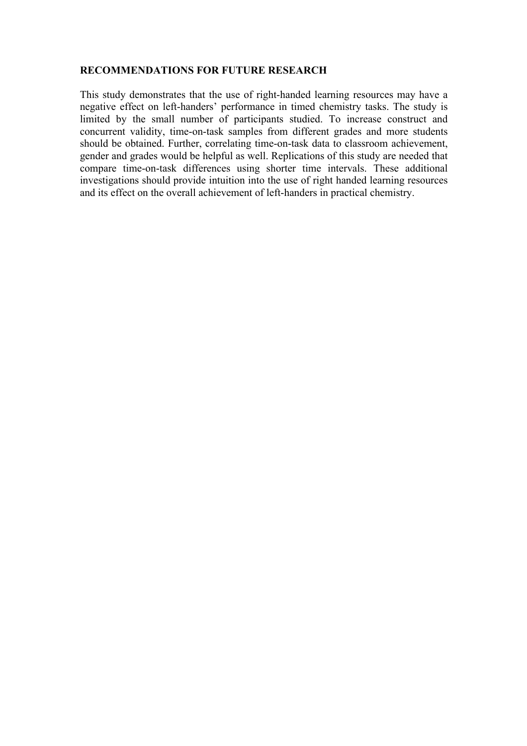## RECOMMENDATIONS FOR FUTURE RESEARCH

This study demonstrates that the use of right-handed learning resources may have a negative effect on left-handers' performance in timed chemistry tasks. The study is limited by the small number of participants studied. To increase construct and concurrent validity, time-on-task samples from different grades and more students should be obtained. Further, correlating time-on-task data to classroom achievement, gender and grades would be helpful as well. Replications of this study are needed that compare time-on-task differences using shorter time intervals. These additional investigations should provide intuition into the use of right handed learning resources and its effect on the overall achievement of left-handers in practical chemistry.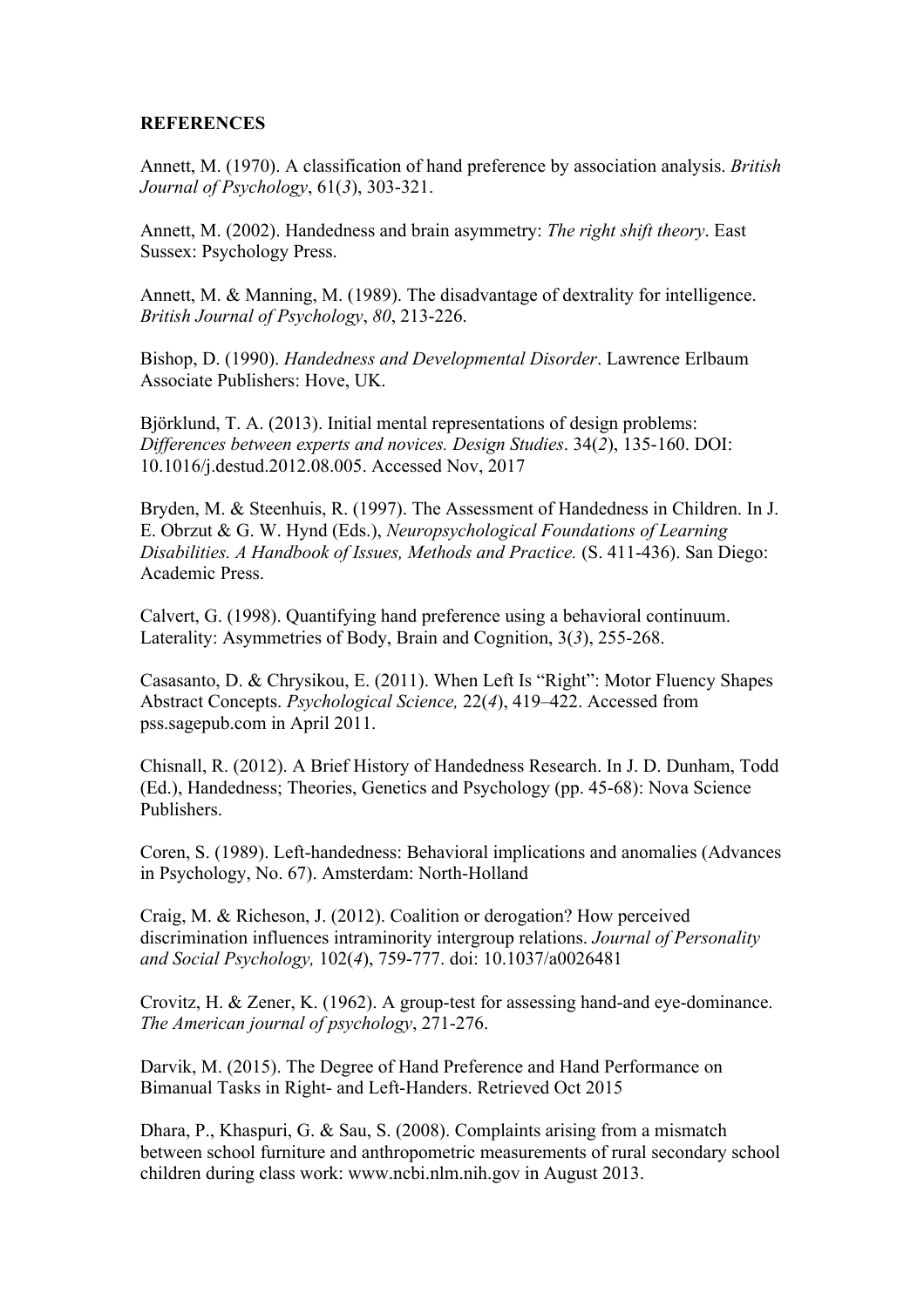**REFERENCES**

Annett, M. (1970). A classification of hand preference by association analysis. *British Journal of Psychology*, 61(*3*), 303-321.

Annett, M. (2002). Handedness and brain asymmetry: *The right shift theory*. East Sussex: Psychology Press.

Annett, M. & Manning, M. (1989). The disadvantage of dextrality for intelligence. *British Journal of Psychology*, *80*, 213-226.

Bishop, D. (1990). *Handedness and Developmental Disorder*. Lawrence Erlbaum Associate Publishers: Hove, UK.

Björklund, T. A. (2013). Initial mental representations of design problems: *Differences between experts and novices. Design Studies*. 34(*2*), 135-160. DOI: 10.1016/j.destud.2012.08.005. Accessed Nov, 2017

Bryden, M. & Steenhuis, R. (1997). The Assessment of Handedness in Children. In J. E. Obrzut & G. W. Hynd (Eds.), *Neuropsychological Foundations of Learning Disabilities. A Handbook of Issues, Methods and Practice.* (S. 411-436). San Diego: Academic Press.

Calvert, G. (1998). Quantifying hand preference using a behavioral continuum. Laterality: Asymmetries of Body, Brain and Cognition, 3(*3*), 255-268.

Casasanto, D. & Chrysikou, E. (2011). When Left Is "Right": Motor Fluency Shapes Abstract Concepts. *Psychological Science,* 22(*4*), 419–422. Accessed from pss.sagepub.com in April 2011.

Chisnall, R. (2012). A Brief History of Handedness Research. In J. D. Dunham, Todd (Ed.), Handedness; Theories, Genetics and Psychology (pp. 45-68): Nova Science Publishers.

Coren, S. (1989). Left-handedness: Behavioral implications and anomalies (Advances in Psychology, No. 67). Amsterdam: North-Holland

Craig, M. & Richeson, J. (2012). Coalition or derogation? How perceived discrimination influences intraminority intergroup relations. *Journal of Personality and Social Psychology,* 102(*4*), 759-777. doi: 10.1037/a0026481

Crovitz, H. & Zener, K. (1962). A group-test for assessing hand-and eye-dominance. *The American journal of psychology*, 271-276.

Darvik, M. (2015). The Degree of Hand Preference and Hand Performance on Bimanual Tasks in Right- and Left-Handers. Retrieved Oct 2015

Dhara, P., Khaspuri, G. & Sau, S. (2008). Complaints arising from a mismatch between school furniture and anthropometric measurements of rural secondary school children during class work: www.ncbi.nlm.nih.gov in August 2013.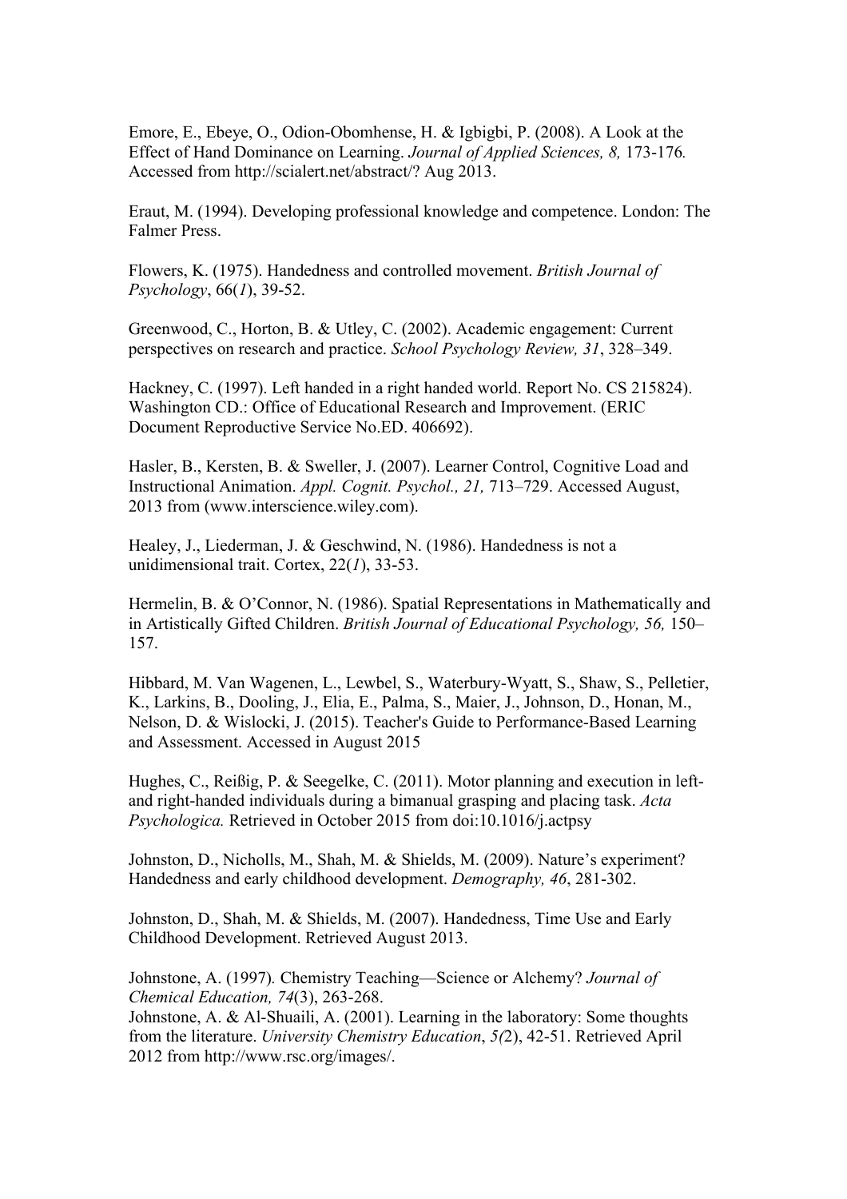Emore, E., Ebeye, O., Odion-Obomhense, H. & Igbigbi, P. (2008). A Look at the Effect of Hand Dominance on Learning. *Journal of Applied Sciences, 8,* 173-176*.* Accessed from http://scialert.net/abstract/? Aug 2013.

Eraut, M. (1994). Developing professional knowledge and competence. London: The Falmer Press.

Flowers, K. (1975). Handedness and controlled movement. *British Journal of Psychology*, 66(*1*), 39-52.

Greenwood, C., Horton, B. & Utley, C. (2002). Academic engagement: Current perspectives on research and practice. *School Psychology Review, 31*, 328–349.

Hackney, C. (1997). Left handed in a right handed world. Report No. CS 215824). Washington CD.: Office of Educational Research and Improvement. (ERIC Document Reproductive Service No.ED. 406692).

Hasler, B., Kersten, B. & Sweller, J. (2007). Learner Control, Cognitive Load and Instructional Animation. *Appl. Cognit. Psychol., 21,* 713–729. Accessed August, 2013 from (www.interscience.wiley.com).

Healey, J., Liederman, J. & Geschwind, N. (1986). Handedness is not a unidimensional trait. Cortex, 22(*1*), 33-53.

Hermelin, B. & O'Connor, N. (1986). Spatial Representations in Mathematically and in Artistically Gifted Children. *British Journal of Educational Psychology, 56,* 150–157.

Hibbard, M. Van Wagenen, L., Lewbel, S., Waterbury-Wyatt, S., Shaw, S., Pelletier, K., Larkins, B., Dooling, J., Elia, E., Palma, S., Maier, J., Johnson, D., Honan, M., Nelson, D. & Wislocki, J. (2015). Teacher's Guide to Performance-Based Learning and Assessment. Accessed in August 2015

Hughes, C., Reißig, P. & Seegelke, C. (2011). Motor planning and execution in left- and right-handed individuals during a bimanual grasping and placing task. *Acta Psychologica.* Retrieved in October 2015 from doi:10.1016/j.actpsy

Johnston, D., Nicholls, M., Shah, M. & Shields, M. (2009). Nature's experiment? Handedness and early childhood development. *Demography, 46*, 281-302.

Johnston, D., Shah, M. & Shields, M. (2007). Handedness, Time Use and Early Childhood Development. Retrieved August 2013.

Johnstone, A. (1997)*.* Chemistry Teaching—Science or Alchemy? *Journal of Chemical Education, 74*(3), 263-268.

Johnstone, A. & Al-Shuaili, A. (2001). Learning in the laboratory: Some thoughts from the literature. *University Chemistry Education*, *5(*2), 42-51. Retrieved April 2012 from http://www.rsc.org/images/.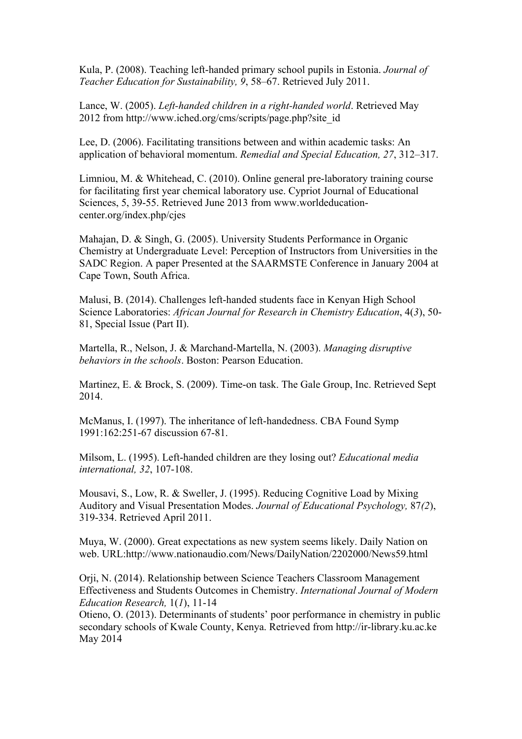Kula, P. (2008). Teaching left-handed primary school pupils in Estonia. *Journal of Teacher Education for Sustainability, 9*, 58–67. Retrieved July 2011.

Lance, W. (2005). *Left-handed children in a right-handed world*. Retrieved May 2012 from http://www.iched.org/cms/scripts/page.php?site_id

Lee, D. (2006). Facilitating transitions between and within academic tasks: An application of behavioral momentum. *Remedial and Special Education, 27*, 312–317.

Limniou, M. & Whitehead, C. (2010). Online general pre-laboratory training course for facilitating first year chemical laboratory use. Cypriot Journal of Educational Sciences, 5, 39-55. Retrieved June 2013 from www.worldeducation-center.org/index.php/cjes

Mahajan, D. & Singh, G. (2005). University Students Performance in Organic Chemistry at Undergraduate Level: Perception of Instructors from Universities in the SADC Region. A paper Presented at the SAARMSTE Conference in January 2004 at Cape Town, South Africa.

Malusi, B. (2014). Challenges left-handed students face in Kenyan High School Science Laboratories: *African Journal for Research in Chemistry Education*, 4(*3*), 50-81, Special Issue (Part II).

Martella, R., Nelson, J. & Marchand-Martella, N. (2003). *Managing disruptive behaviors in the schools*. Boston: Pearson Education.

Martinez, E. & Brock, S. (2009). Time-on task. The Gale Group, Inc. Retrieved Sept 2014.

McManus, I. (1997). The inheritance of left-handedness. CBA Found Symp 1991:162:251-67 discussion 67-81.

Milsom, L. (1995). Left-handed children are they losing out? *Educational media international, 32*, 107-108.

Mousavi, S., Low, R. & Sweller, J. (1995). Reducing Cognitive Load by Mixing Auditory and Visual Presentation Modes. *Journal of Educational Psychology,* 87*(2*), 319-334. Retrieved April 2011.

Muya, W. (2000). Great expectations as new system seems likely. Daily Nation on web. URL:http://www.nationaudio.com/News/DailyNation/2202000/News59.html

Orji, N. (2014). Relationship between Science Teachers Classroom Management Effectiveness and Students Outcomes in Chemistry. *International Journal of Modern Education Research,* 1(*1*), 11-14

Otieno, O. (2013). Determinants of students' poor performance in chemistry in public secondary schools of Kwale County, Kenya. Retrieved from http://ir-library.ku.ac.ke May 2014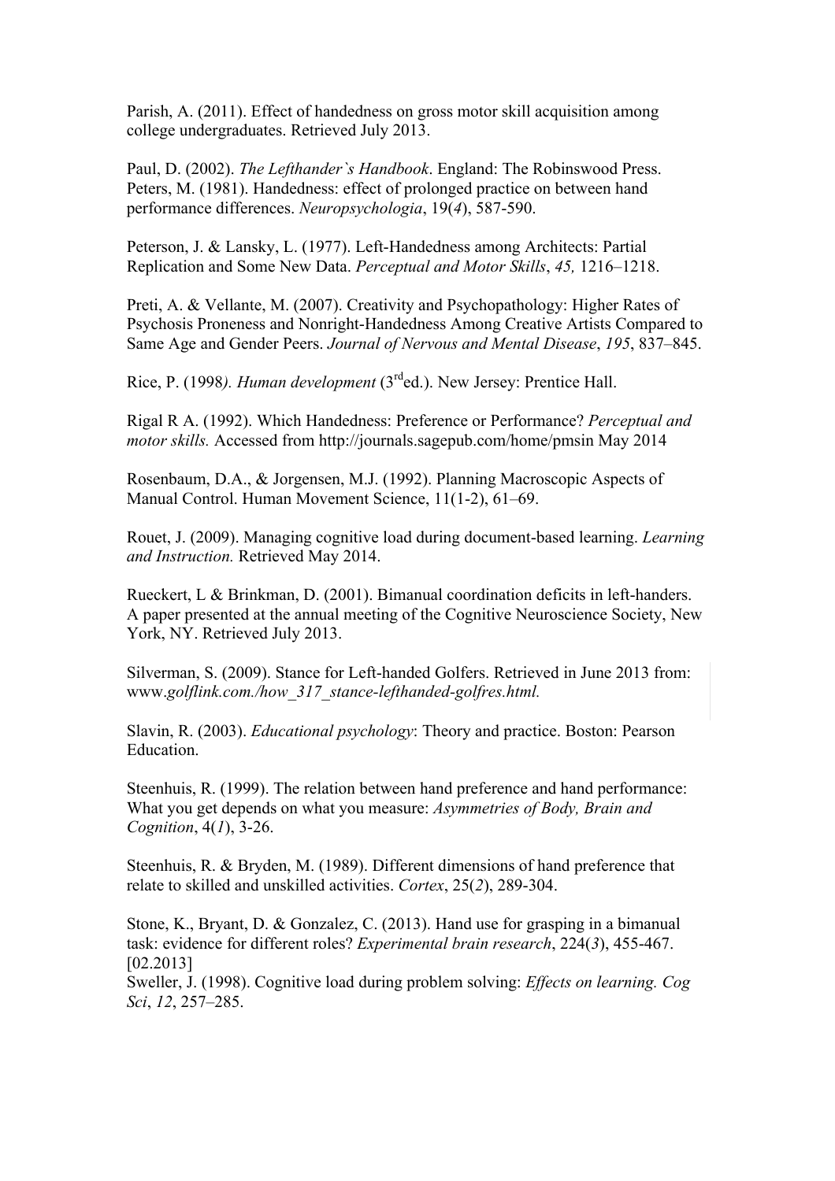Parish, A. (2011). Effect of handedness on gross motor skill acquisition among college undergraduates. Retrieved July 2013.

Paul, D. (2002). *The Lefthander`s Handbook*. England: The Robinswood Press.
Peters, M. (1981). Handedness: effect of prolonged practice on between hand performance differences. *Neuropsychologia*, 19(*4*), 587-590.

Peterson, J. & Lansky, L. (1977). Left-Handedness among Architects: Partial Replication and Some New Data. *Perceptual and Motor Skills*, *45,* 1216–1218.

Preti, A. & Vellante, M. (2007). Creativity and Psychopathology: Higher Rates of Psychosis Proneness and Nonright-Handedness Among Creative Artists Compared to Same Age and Gender Peers. *Journal of Nervous and Mental Disease*, *195*, 837–845.

Rice, P. (1998*). Human development* (3rd ed.). New Jersey: Prentice Hall.

Rigal R A. (1992). Which Handedness: Preference or Performance? *Perceptual and motor skills.* Accessed from http://journals.sagepub.com/home/pmsin May 2014

Rosenbaum, D.A., & Jorgensen, M.J. (1992). Planning Macroscopic Aspects of Manual Control. Human Movement Science, 11(1-2), 61–69.

Rouet, J. (2009). Managing cognitive load during document-based learning. *Learning and Instruction.* Retrieved May 2014.

Rueckert, L & Brinkman, D. (2001). Bimanual coordination deficits in left-handers. A paper presented at the annual meeting of the Cognitive Neuroscience Society, New York, NY. Retrieved July 2013.

Silverman, S. (2009). Stance for Left-handed Golfers. Retrieved in June 2013 from: www.*golflink.com./how_317_stance-lefthanded-golfres.html.*

Slavin, R. (2003). *Educational psychology*: Theory and practice. Boston: Pearson Education.

Steenhuis, R. (1999). The relation between hand preference and hand performance: What you get depends on what you measure: *Asymmetries of Body, Brain and Cognition*, 4(*1*), 3-26.

Steenhuis, R. & Bryden, M. (1989). Different dimensions of hand preference that relate to skilled and unskilled activities. *Cortex*, 25(*2*), 289-304.

Stone, K., Bryant, D. & Gonzalez, C. (2013). Hand use for grasping in a bimanual task: evidence for different roles? *Experimental brain research*, 224(*3*), 455-467. [02.2013]
Sweller, J. (1998). Cognitive load during problem solving: *Effects on learning. Cog Sci*, *12*, 257–285.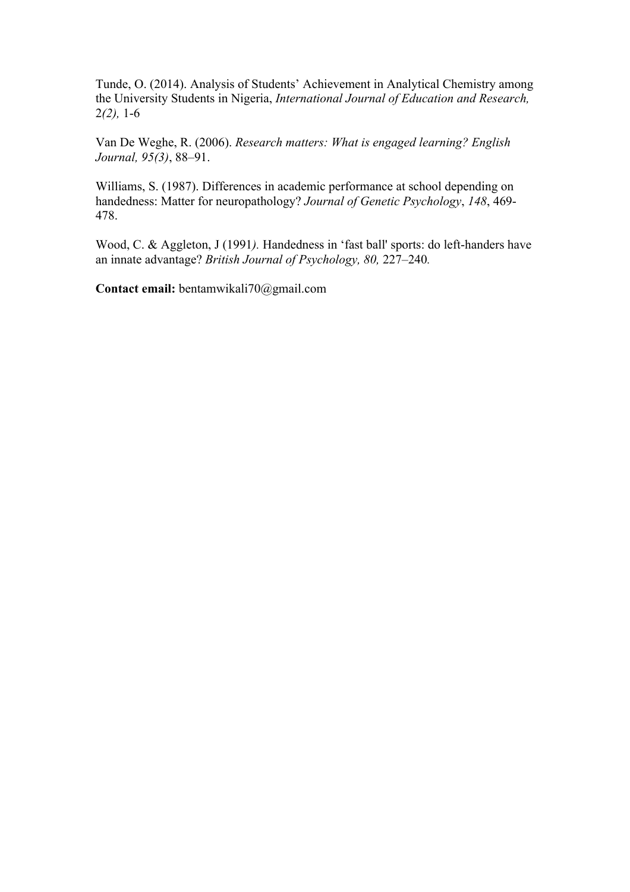Tunde, O. (2014). Analysis of Students' Achievement in Analytical Chemistry among the University Students in Nigeria, *International Journal of Education and Research,* 2*(2),* 1-6

Van De Weghe, R. (2006). *Research matters: What is engaged learning? English Journal, 95(3)*, 88–91.

Williams, S. (1987). Differences in academic performance at school depending on handedness: Matter for neuropathology? *Journal of Genetic Psychology*, *148*, 469-478.

Wood, C. & Aggleton, J (1991*).* Handedness in 'fast ball' sports: do left-handers have an innate advantage? *British Journal of Psychology, 80,* 227–240*.*

**Contact email:** bentamwikali70@gmail.com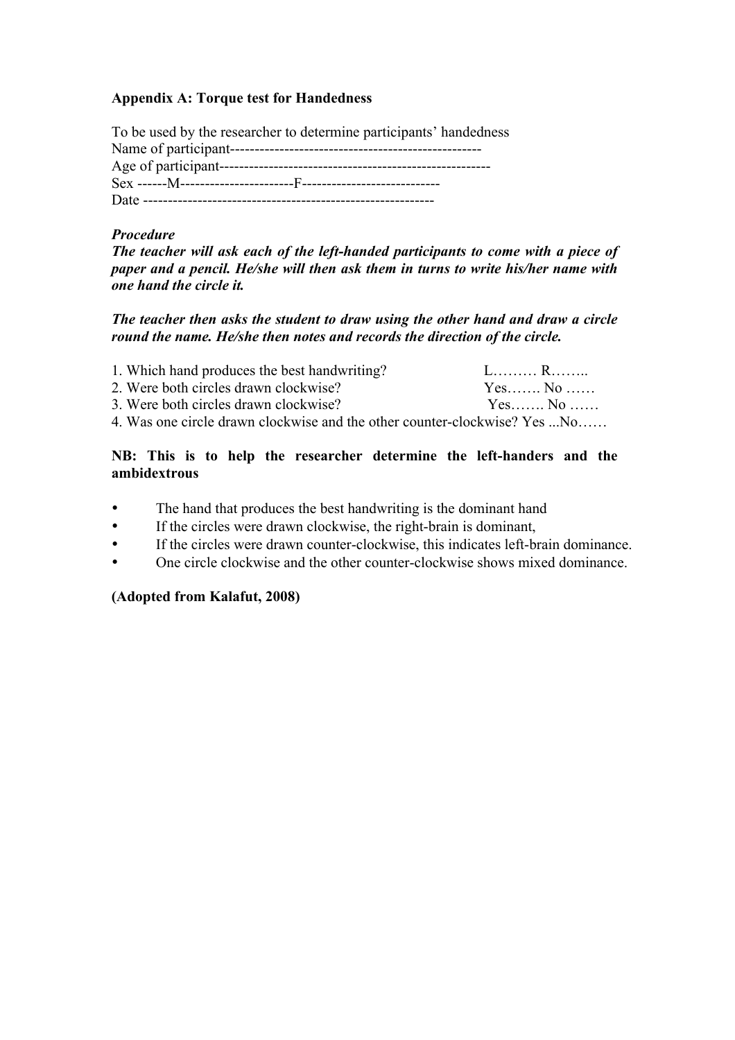**Appendix A: Torque test for Handedness**

To be used by the researcher to determine participants' handedness
Name of participant---------------------------------------------------
Age of participant-------------------------------------------------------
Sex ------M-----------------------F----------------------------
Date -----------------------------------------------------------

***Procedure***
***The teacher will ask each of the left-handed participants to come with a piece of paper and a pencil. He/she will then ask them in turns to write his/her name with one hand the circle it.***

***The teacher then asks the student to draw using the other hand and draw a circle round the name. He/she then notes and records the direction of the circle.***

1. Which hand produces the best handwriting? L……… R……..
2. Were both circles drawn clockwise? Yes……. No ……
3. Were both circles drawn clockwise? Yes……. No ……
4. Was one circle drawn clockwise and the other counter-clockwise? Yes ...No……

**NB: This is to help the researcher determine the left-handers and the ambidextrous**

- The hand that produces the best handwriting is the dominant hand
- If the circles were drawn clockwise, the right-brain is dominant,
- If the circles were drawn counter-clockwise, this indicates left-brain dominance.
- One circle clockwise and the other counter-clockwise shows mixed dominance.

**(Adopted from Kalafut, 2008)**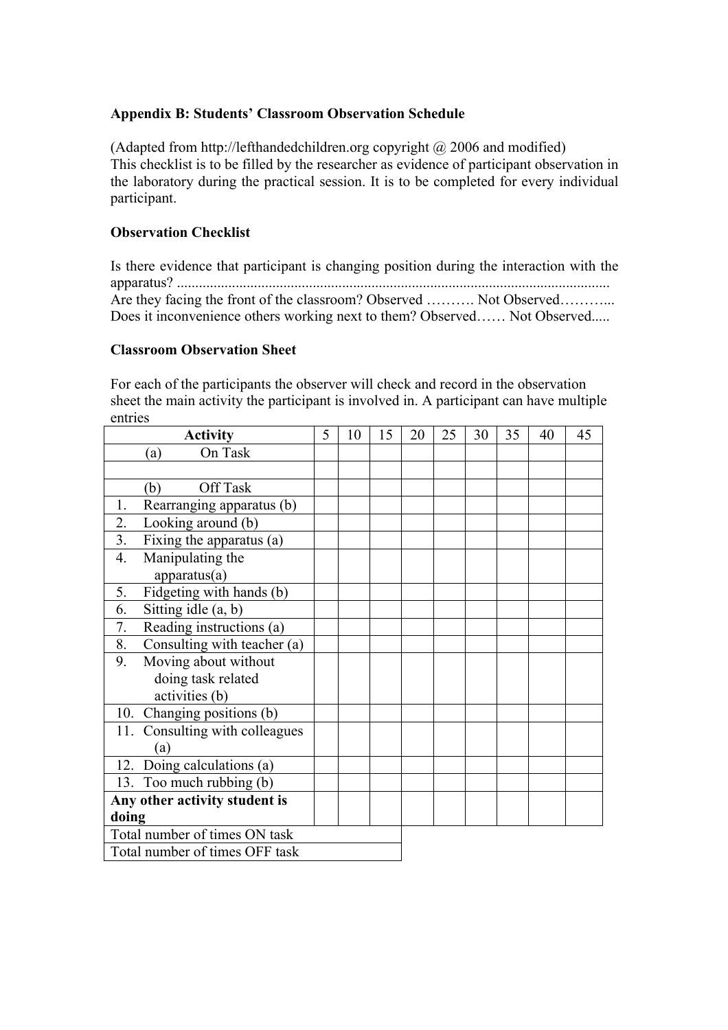**Appendix B: Students' Classroom Observation Schedule**

(Adapted from http://lefthandedchildren.org copyright @ 2006 and modified)
This checklist is to be filled by the researcher as evidence of participant observation in the laboratory during the practical session. It is to be completed for every individual participant.

**Observation Checklist**

Is there evidence that participant is changing position during the interaction with the apparatus? ......................................................................................................................

Are they facing the front of the classroom? Observed ………. Not Observed………...

Does it inconvenience others working next to them? Observed…… Not Observed.....

**Classroom Observation Sheet**

For each of the participants the observer will check and record in the observation sheet the main activity the participant is involved in. A participant can have multiple entries

| Activity | 5 | 10 | 15 | 20 | 25 | 30 | 35 | 40 | 45 |
|---|---|---|---|---|---|---|---|---|---|
| (a) On Task | | | | | | | | | |
| | | | | | | | | | |
| (b) Off Task | | | | | | | | | |
| 1. Rearranging apparatus (b) | | | | | | | | | |
| 2. Looking around (b) | | | | | | | | | |
| 3. Fixing the apparatus (a) | | | | | | | | | |
| 4. Manipulating the apparatus(a) | | | | | | | | | |
| 5. Fidgeting with hands (b) | | | | | | | | | |
| 6. Sitting idle (a, b) | | | | | | | | | |
| 7. Reading instructions (a) | | | | | | | | | |
| 8. Consulting with teacher (a) | | | | | | | | | |
| 9. Moving about without doing task related activities (b) | | | | | | | | | |
| 10. Changing positions (b) | | | | | | | | | |
| 11. Consulting with colleagues (a) | | | | | | | | | |
| 12. Doing calculations (a) | | | | | | | | | |
| 13. Too much rubbing (b) | | | | | | | | | |
| **Any other activity student is doing** | | | | | | | | | |
| Total number of times ON task | | | | | | | | | |
| Total number of times OFF task | | | | | | | | | |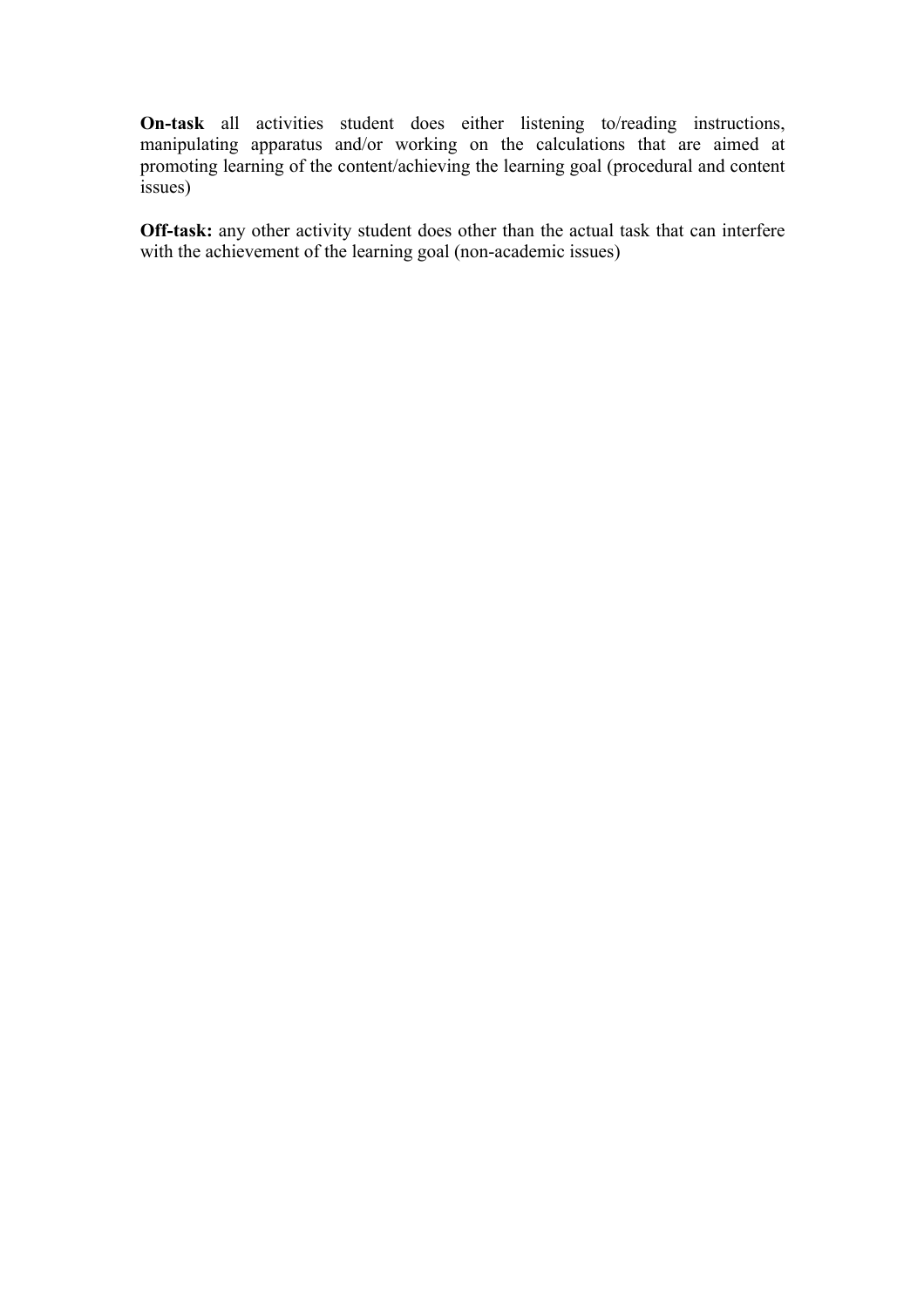**On-task** all activities student does either listening to/reading instructions, manipulating apparatus and/or working on the calculations that are aimed at promoting learning of the content/achieving the learning goal (procedural and content issues)

**Off-task:** any other activity student does other than the actual task that can interfere with the achievement of the learning goal (non-academic issues)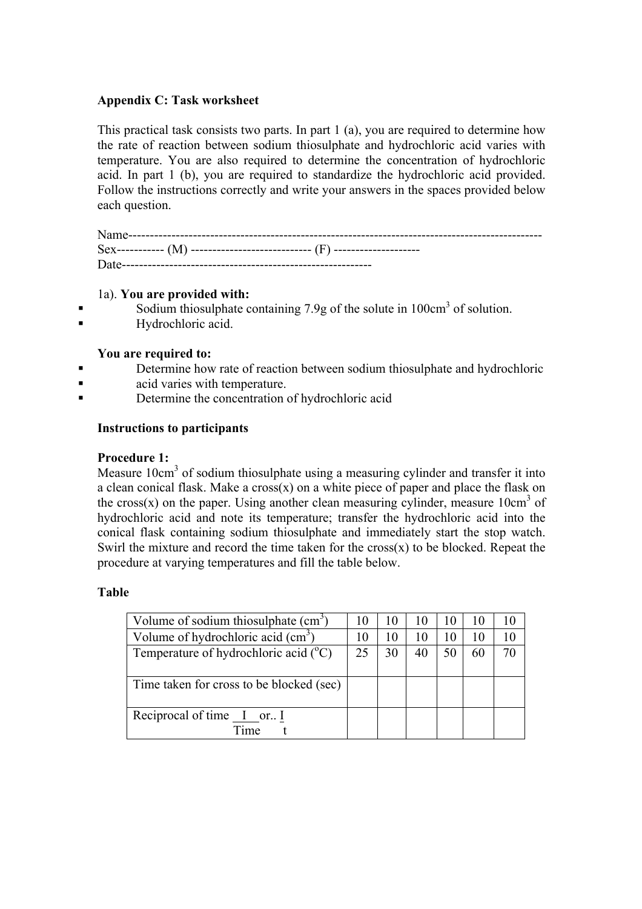**Appendix C: Task worksheet**

This practical task consists two parts. In part 1 (a), you are required to determine how the rate of reaction between sodium thiosulphate and hydrochloric acid varies with temperature. You are also required to determine the concentration of hydrochloric acid. In part 1 (b), you are required to standardize the hydrochloric acid provided. Follow the instructions correctly and write your answers in the spaces provided below each question.

Name-----------------------------------------------------------------------------------------------
Sex----------- (M) ---------------------------- (F) --------------------
Date---------------------------------------------------------

1a). **You are provided with:**

- Sodium thiosulphate containing 7.9g of the solute in 100cm$^3$ of solution.
- Hydrochloric acid.

**You are required to:**

- Determine how rate of reaction between sodium thiosulphate and hydrochloric
- acid varies with temperature.
- Determine the concentration of hydrochloric acid

**Instructions to participants**

**Procedure 1:**
Measure 10cm$^3$ of sodium thiosulphate using a measuring cylinder and transfer it into a clean conical flask. Make a cross(x) on a white piece of paper and place the flask on the cross(x) on the paper. Using another clean measuring cylinder, measure 10cm$^3$ of hydrochloric acid and note its temperature; transfer the hydrochloric acid into the conical flask containing sodium thiosulphate and immediately start the stop watch. Swirl the mixture and record the time taken for the cross(x) to be blocked. Repeat the procedure at varying temperatures and fill the table below.

**Table**

| Volume of sodium thiosulphate (cm$^3$) | 10 | 10 | 10 | 10 | 10 | 10 |
|---|---|---|---|---|---|---|
| Volume of hydrochloric acid (cm$^3$) | 10 | 10 | 10 | 10 | 10 | 10 |
| Temperature of hydrochloric acid ($^o$C) | 25 | 30 | 40 | 50 | 60 | 70 |
| Time taken for cross to be blocked (sec) | | | | | | |
| Reciprocal of time $\frac{I}{Time}$ or.. $\frac{I}{t}$ | | | | | | |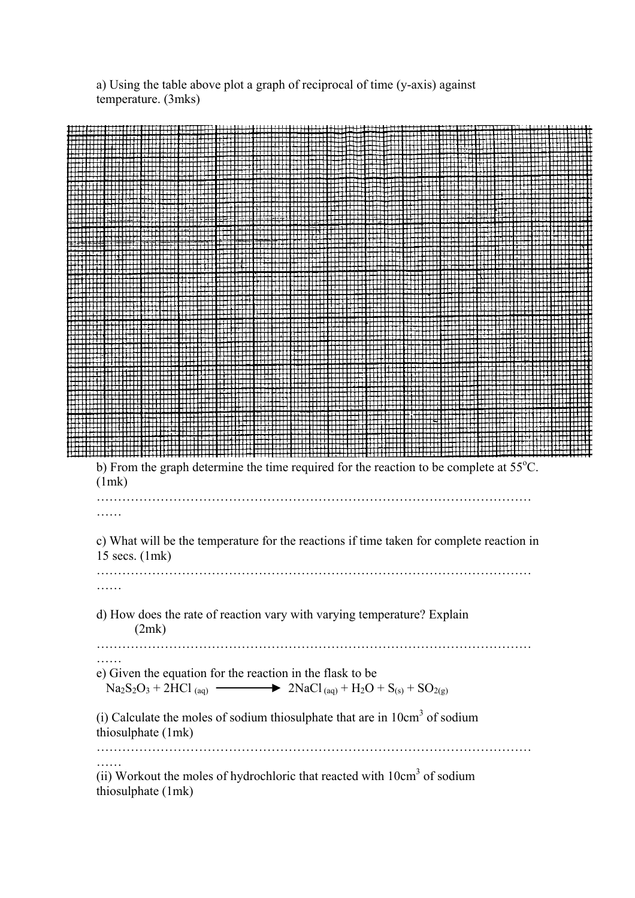a) Using the table above plot a graph of reciprocal of time (y-axis) against temperature. (3mks)

b) From the graph determine the time required for the reaction to be complete at 55°C. (1mk)

…………………………………………………………………………………………
……

c) What will be the temperature for the reactions if time taken for complete reaction in 15 secs. (1mk)

…………………………………………………………………………………………
……

d) How does the rate of reaction vary with varying temperature? Explain (2mk)

…………………………………………………………………………………………
……

e) Given the equation for the reaction in the flask to be

$$Na_2S_2O_3 + 2HCl_{(aq)} \longrightarrow 2NaCl_{(aq)} + H_2O + S_{(s)} + SO_{2(g)}$$

(i) Calculate the moles of sodium thiosulphate that are in $10cm^3$ of sodium thiosulphate (1mk)

…………………………………………………………………………………………
……

(ii) Workout the moles of hydrochloric that reacted with $10cm^3$ of sodium thiosulphate (1mk)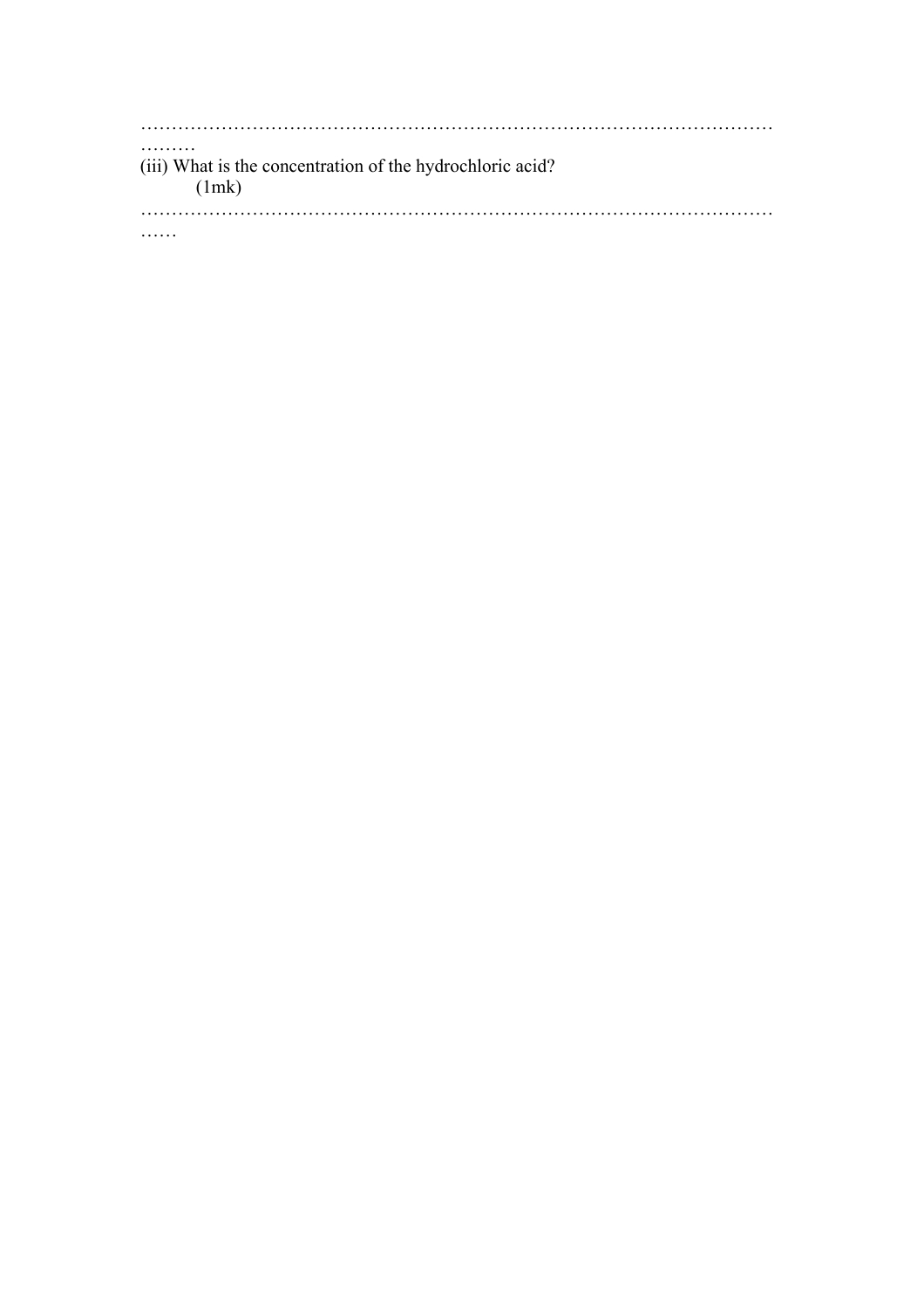…………………………………………………………………………………………………………

(iii) What is the concentration of the hydrochloric acid? (1mk)

…………………………………………………………………………………………………………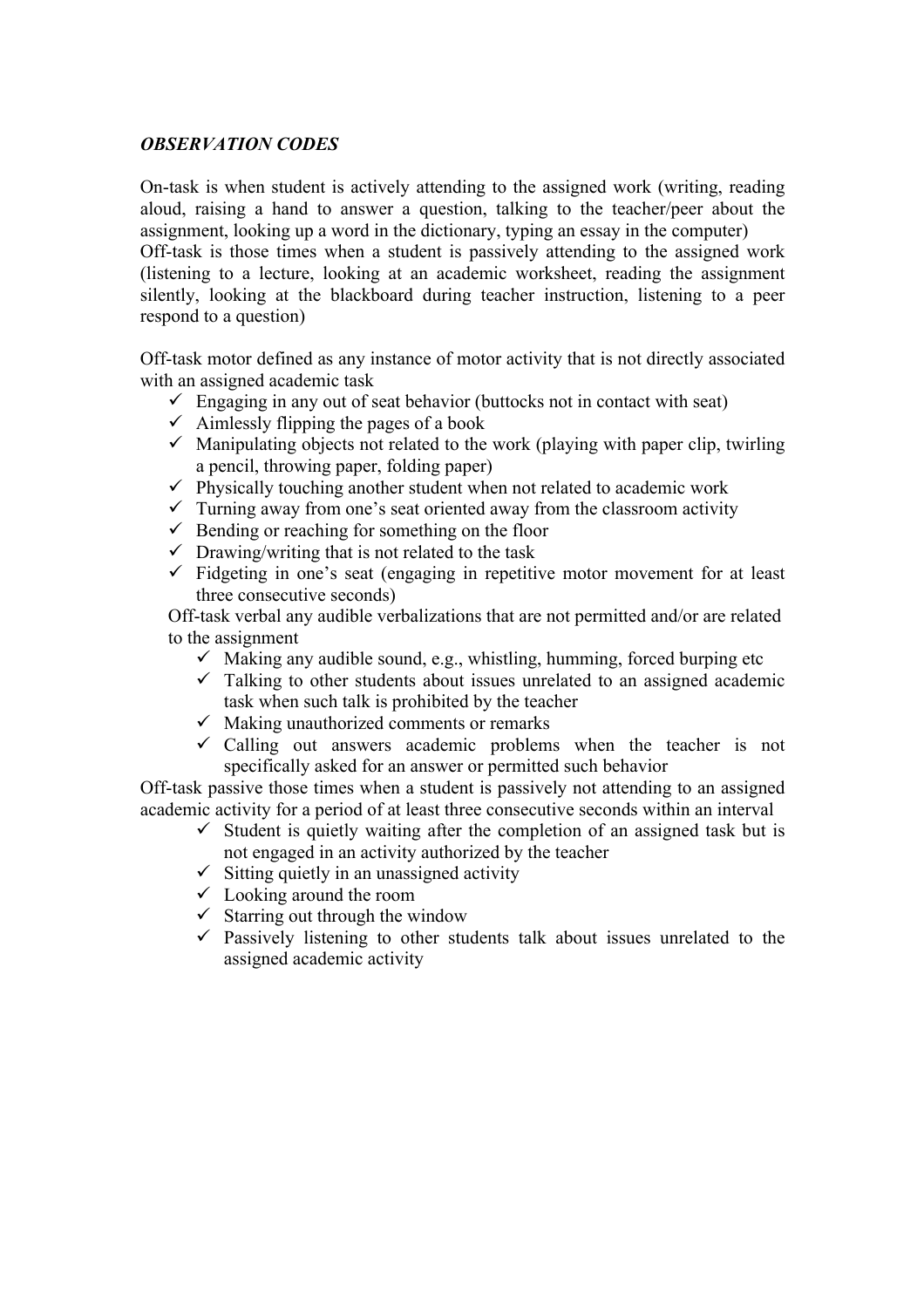***OBSERVATION CODES***

On-task is when student is actively attending to the assigned work (writing, reading aloud, raising a hand to answer a question, talking to the teacher/peer about the assignment, looking up a word in the dictionary, typing an essay in the computer)
Off-task is those times when a student is passively attending to the assigned work (listening to a lecture, looking at an academic worksheet, reading the assignment silently, looking at the blackboard during teacher instruction, listening to a peer respond to a question)

Off-task motor defined as any instance of motor activity that is not directly associated with an assigned academic task

- ✓ Engaging in any out of seat behavior (buttocks not in contact with seat)
- ✓ Aimlessly flipping the pages of a book
- ✓ Manipulating objects not related to the work (playing with paper clip, twirling a pencil, throwing paper, folding paper)
- ✓ Physically touching another student when not related to academic work
- ✓ Turning away from one's seat oriented away from the classroom activity
- ✓ Bending or reaching for something on the floor
- ✓ Drawing/writing that is not related to the task
- ✓ Fidgeting in one's seat (engaging in repetitive motor movement for at least three consecutive seconds)

Off-task verbal any audible verbalizations that are not permitted and/or are related to the assignment

- ✓ Making any audible sound, e.g., whistling, humming, forced burping etc
- ✓ Talking to other students about issues unrelated to an assigned academic task when such talk is prohibited by the teacher
- ✓ Making unauthorized comments or remarks
- ✓ Calling out answers academic problems when the teacher is not specifically asked for an answer or permitted such behavior

Off-task passive those times when a student is passively not attending to an assigned academic activity for a period of at least three consecutive seconds within an interval

- ✓ Student is quietly waiting after the completion of an assigned task but is not engaged in an activity authorized by the teacher
- ✓ Sitting quietly in an unassigned activity
- ✓ Looking around the room
- ✓ Starring out through the window
- ✓ Passively listening to other students talk about issues unrelated to the assigned academic activity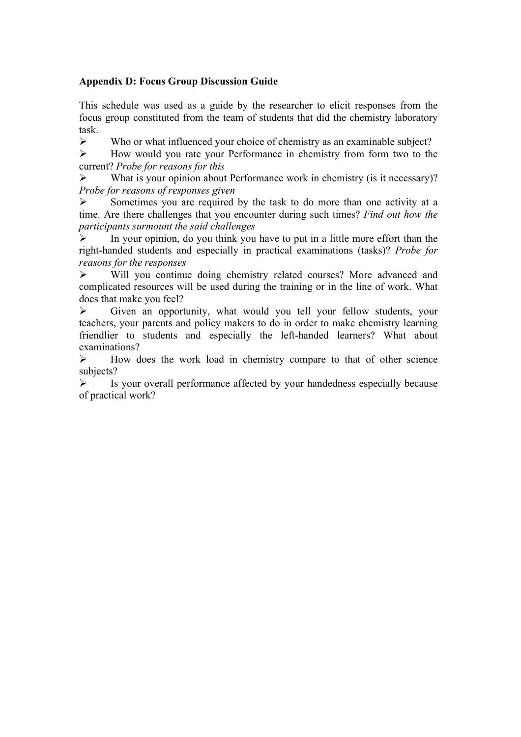**Appendix D: Focus Group Discussion Guide**

This schedule was used as a guide by the researcher to elicit responses from the focus group constituted from the team of students that did the chemistry laboratory task.

- Who or what influenced your choice of chemistry as an examinable subject?
- How would you rate your Performance in chemistry from form two to the current? *Probe for reasons for this*
- What is your opinion about Performance work in chemistry (is it necessary)? *Probe for reasons of responses given*
- Sometimes you are required by the task to do more than one activity at a time. Are there challenges that you encounter during such times? *Find out how the participants surmount the said challenges*
- In your opinion, do you think you have to put in a little more effort than the right-handed students and especially in practical examinations (tasks)? *Probe for reasons for the responses*
- Will you continue doing chemistry related courses? More advanced and complicated resources will be used during the training or in the line of work. What does that make you feel?
- Given an opportunity, what would you tell your fellow students, your teachers, your parents and policy makers to do in order to make chemistry learning friendlier to students and especially the left-handed learners? What about examinations?
- How does the work load in chemistry compare to that of other science subjects?
- Is your overall performance affected by your handedness especially because of practical work?